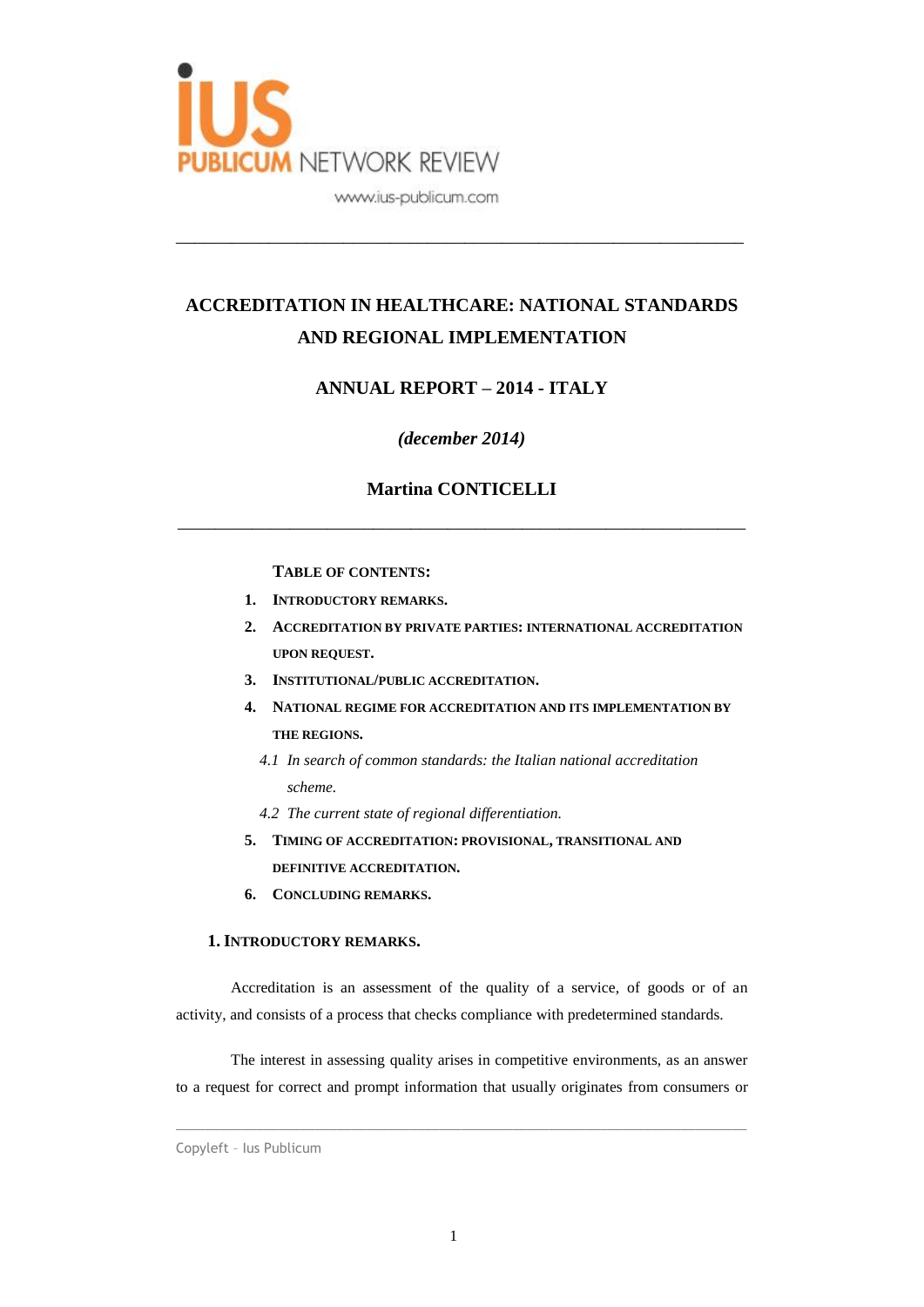IUS PUBLICUM NETWORK REVIEW

www.ius-publicum.com

---

# ACCREDITATION IN HEALTHCARE: NATIONAL STANDARDS AND REGIONAL IMPLEMENTATION

## ANNUAL REPORT – 2014 - ITALY

*(december 2014)*

**Martina CONTICELLI**

---

**TABLE OF CONTENTS:**

1. **INTRODUCTORY REMARKS.**
2. **ACCREDITATION BY PRIVATE PARTIES: INTERNATIONAL ACCREDITATION UPON REQUEST.**
3. **INSTITUTIONAL/PUBLIC ACCREDITATION.**
4. **NATIONAL REGIME FOR ACCREDITATION AND ITS IMPLEMENTATION BY THE REGIONS.**
   - *4.1 In search of common standards: the Italian national accreditation scheme.*
   - *4.2 The current state of regional differentiation.*
5. **TIMING OF ACCREDITATION: PROVISIONAL, TRANSITIONAL AND DEFINITIVE ACCREDITATION.**
6. **CONCLUDING REMARKS.**

### 1. INTRODUCTORY REMARKS.

Accreditation is an assessment of the quality of a service, of goods or of an activity, and consists of a process that checks compliance with predetermined standards.

The interest in assessing quality arises in competitive environments, as an answer to a request for correct and prompt information that usually originates from consumers or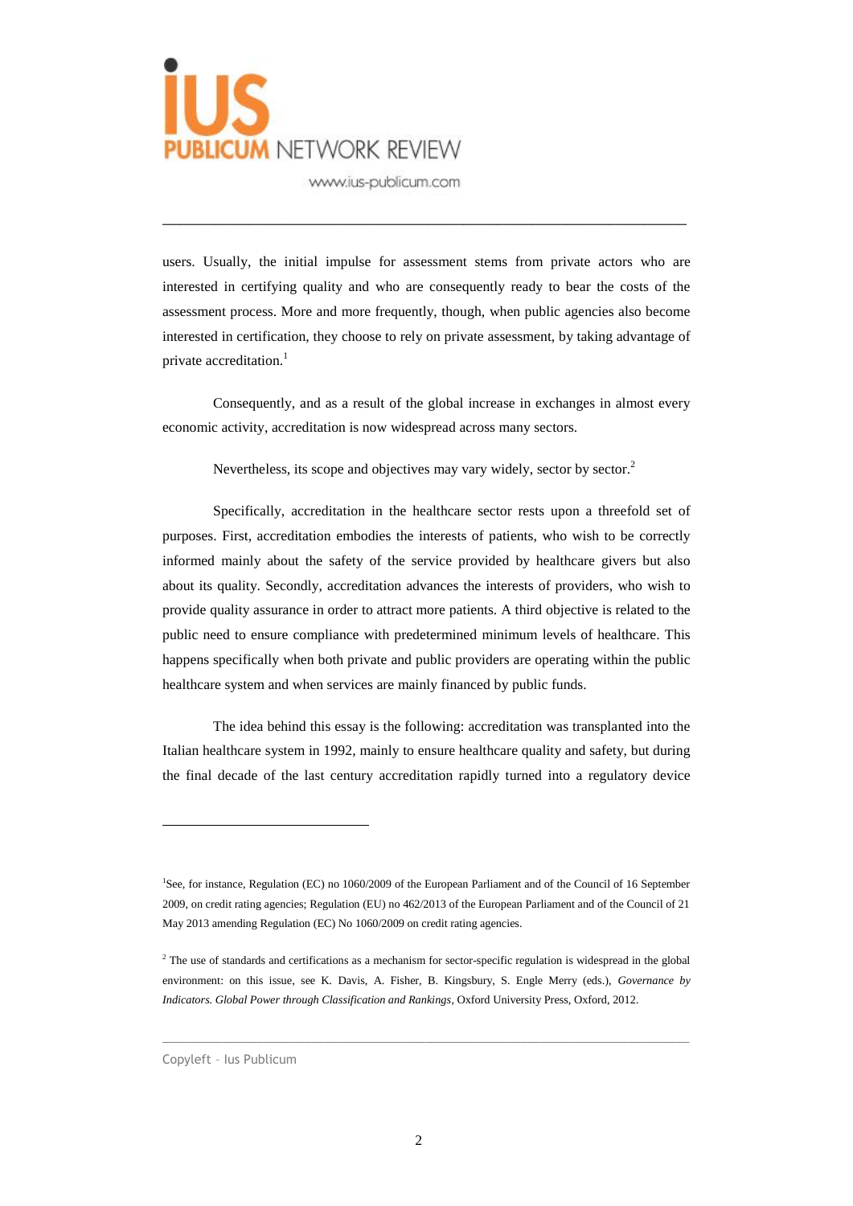users. Usually, the initial impulse for assessment stems from private actors who are interested in certifying quality and who are consequently ready to bear the costs of the assessment process. More and more frequently, though, when public agencies also become interested in certification, they choose to rely on private assessment, by taking advantage of private accreditation.[1]

Consequently, and as a result of the global increase in exchanges in almost every economic activity, accreditation is now widespread across many sectors.

Nevertheless, its scope and objectives may vary widely, sector by sector.[2]

Specifically, accreditation in the healthcare sector rests upon a threefold set of purposes. First, accreditation embodies the interests of patients, who wish to be correctly informed mainly about the safety of the service provided by healthcare givers but also about its quality. Secondly, accreditation advances the interests of providers, who wish to provide quality assurance in order to attract more patients. A third objective is related to the public need to ensure compliance with predetermined minimum levels of healthcare. This happens specifically when both private and public providers are operating within the public healthcare system and when services are mainly financed by public funds.

The idea behind this essay is the following: accreditation was transplanted into the Italian healthcare system in 1992, mainly to ensure healthcare quality and safety, but during the final decade of the last century accreditation rapidly turned into a regulatory device

---

[1] See, for instance, Regulation (EC) no 1060/2009 of the European Parliament and of the Council of 16 September 2009, on credit rating agencies; Regulation (EU) no 462/2013 of the European Parliament and of the Council of 21 May 2013 amending Regulation (EC) No 1060/2009 on credit rating agencies.

[2] The use of standards and certifications as a mechanism for sector-specific regulation is widespread in the global environment: on this issue, see K. Davis, A. Fisher, B. Kingsbury, S. Engle Merry (eds.), *Governance by Indicators. Global Power through Classification and Rankings*, Oxford University Press, Oxford, 2012.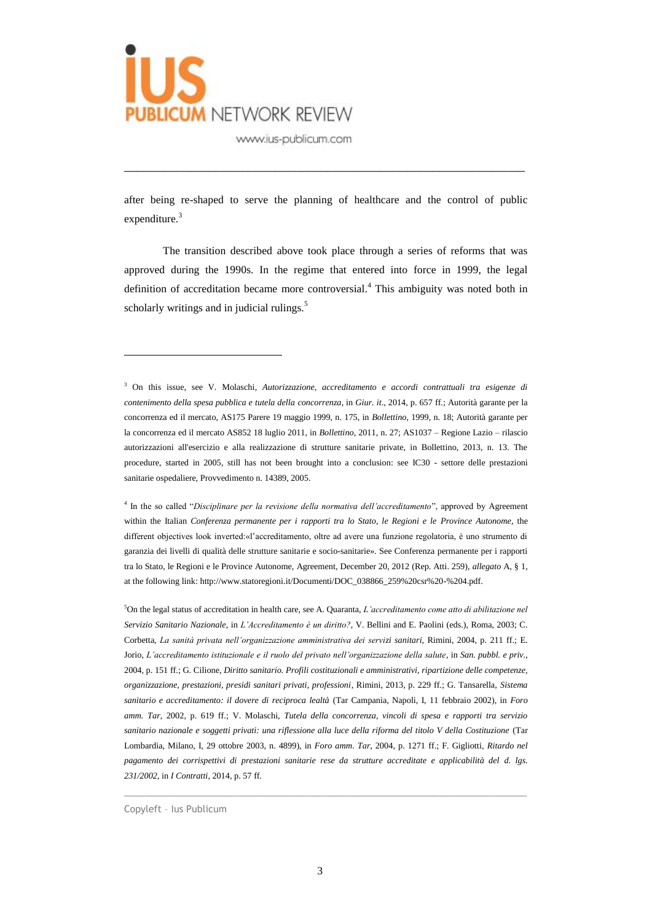after being re-shaped to serve the planning of healthcare and the control of public expenditure.[3]

The transition described above took place through a series of reforms that was approved during the 1990s. In the regime that entered into force in 1999, the legal definition of accreditation became more controversial.[4] This ambiguity was noted both in scholarly writings and in judicial rulings.[5]

---

[3] On this issue, see V. Molaschi, *Autorizzazione, accreditamento e accordi contrattuali tra esigenze di contenimento della spesa pubblica e tutela della concorrenza*, in *Giur. it.*, 2014, p. 657 ff.; Autorità garante per la concorrenza ed il mercato, AS175 Parere 19 maggio 1999, n. 175, in *Bollettino*, 1999, n. 18; Autorità garante per la concorrenza ed il mercato AS852 18 luglio 2011, in *Bollettino*, 2011, n. 27; AS1037 – Regione Lazio – rilascio autorizzazioni all'esercizio e alla realizzazione di strutture sanitarie private, in Bollettino, 2013, n. 13. The procedure, started in 2005, still has not been brought into a conclusion: see IC30 - settore delle prestazioni sanitarie ospedaliere, Provvedimento n. 14389, 2005.

[4] In the so called "*Disciplinare per la revisione della normativa dell'accreditamento*", approved by Agreement within the Italian *Conferenza permanente per i rapporti tra lo Stato, le Regioni e le Province Autonome*, the different objectives look inverted:«l'accreditamento, oltre ad avere una funzione regolatoria, è uno strumento di garanzia dei livelli di qualità delle strutture sanitarie e socio-sanitarie». See Conferenza permanente per i rapporti tra lo Stato, le Regioni e le Province Autonome, Agreement, December 20, 2012 (Rep. Atti. 259), *allegato* A, § 1, at the following link: http://www.statoregioni.it/Documenti/DOC_038866_259%20csr%20-%204.pdf.

[5] On the legal status of accreditation in health care, see A. Quaranta, *L'accreditamento come atto di abilitazione nel Servizio Sanitario Nazionale*, in *L'Accreditamento è un diritto?*, V. Bellini and E. Paolini (eds.), Roma, 2003; C. Corbetta, *La sanità privata nell'organizzazione amministrativa dei servizi sanitari*, Rimini, 2004, p. 211 ff.; E. Jorio, *L'accreditamento istituzionale e il ruolo del privato nell'organizzazione della salute*, in *San. pubbl. e priv.*, 2004, p. 151 ff.; G. Cilione, *Diritto sanitario. Profili costituzionali e amministrativi, ripartizione delle competenze, organizzazione, prestazioni, presidi sanitari privati, professioni*, Rimini, 2013, p. 229 ff.; G. Tansarella, *Sistema sanitario e accreditamento: il dovere di reciproca lealtà* (Tar Campania, Napoli, I, 11 febbraio 2002), in *Foro amm. Tar*, 2002, p. 619 ff.; V. Molaschi, *Tutela della concorrenza, vincoli di spesa e rapporti tra servizio sanitario nazionale e soggetti privati: una riflessione alla luce della riforma del titolo V della Costituzione* (Tar Lombardia, Milano, I, 29 ottobre 2003, n. 4899), in *Foro amm. Tar*, 2004, p. 1271 ff.; F. Gigliotti, *Ritardo nel pagamento dei corrispettivi di prestazioni sanitarie rese da strutture accreditate e applicabilità del d. lgs. 231/2002*, in *I Contratti*, 2014, p. 57 ff.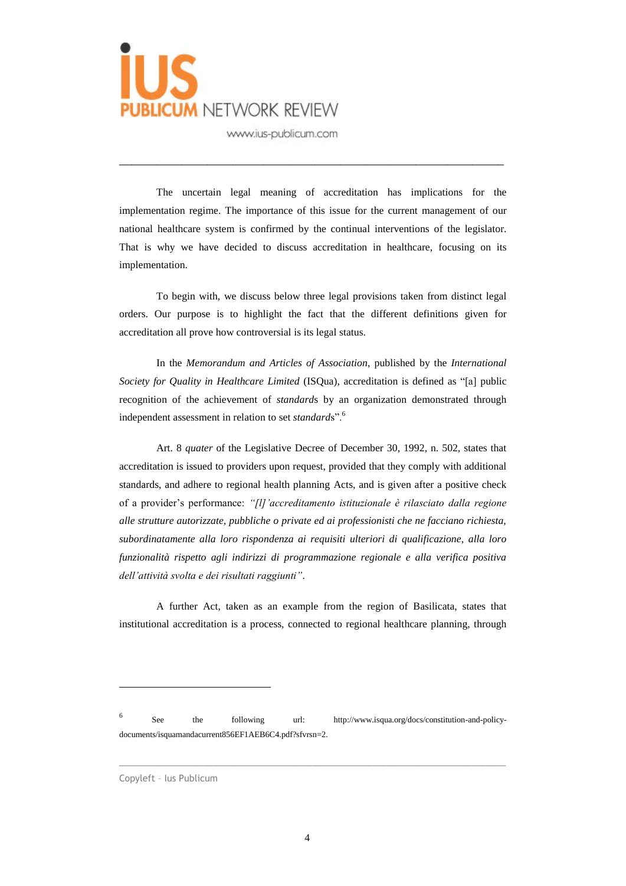The uncertain legal meaning of accreditation has implications for the implementation regime. The importance of this issue for the current management of our national healthcare system is confirmed by the continual interventions of the legislator. That is why we have decided to discuss accreditation in healthcare, focusing on its implementation.

To begin with, we discuss below three legal provisions taken from distinct legal orders. Our purpose is to highlight the fact that the different definitions given for accreditation all prove how controversial is its legal status.

In the *Memorandum and Articles of Association*, published by the *International Society for Quality in Healthcare Limited* (ISQua), accreditation is defined as "[a] public recognition of the achievement of *standard*s by an organization demonstrated through independent assessment in relation to set *standards*".[6]

Art. 8 *quater* of the Legislative Decree of December 30, 1992, n. 502, states that accreditation is issued to providers upon request, provided that they comply with additional standards, and adhere to regional health planning Acts, and is given after a positive check of a provider's performance: *"[l]'accreditamento istituzionale è rilasciato dalla regione alle strutture autorizzate, pubbliche o private ed ai professionisti che ne facciano richiesta, subordinatamente alla loro rispondenza ai requisiti ulteriori di qualificazione, alla loro funzionalità rispetto agli indirizzi di programmazione regionale e alla verifica positiva dell'attività svolta e dei risultati raggiunti"*.

A further Act, taken as an example from the region of Basilicata, states that institutional accreditation is a process, connected to regional healthcare planning, through

---

[6] See the following url: http://www.isqua.org/docs/constitution-and-policy-documents/isquamandacurrent856EF1AEB6C4.pdf?sfvrsn=2.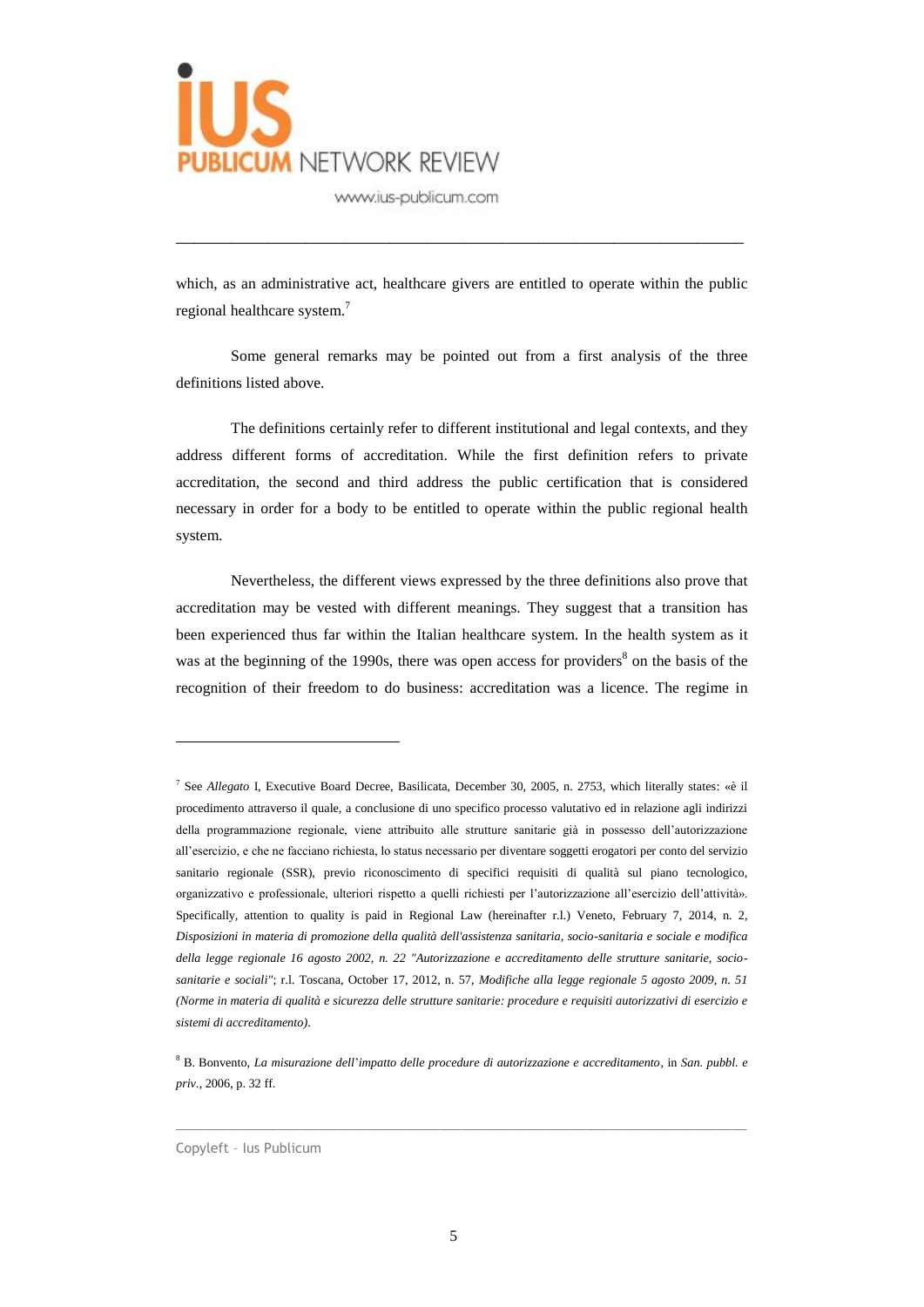which, as an administrative act, healthcare givers are entitled to operate within the public regional healthcare system.[7]

Some general remarks may be pointed out from a first analysis of the three definitions listed above.

The definitions certainly refer to different institutional and legal contexts, and they address different forms of accreditation. While the first definition refers to private accreditation, the second and third address the public certification that is considered necessary in order for a body to be entitled to operate within the public regional health system.

Nevertheless, the different views expressed by the three definitions also prove that accreditation may be vested with different meanings. They suggest that a transition has been experienced thus far within the Italian healthcare system. In the health system as it was at the beginning of the 1990s, there was open access for providers[8] on the basis of the recognition of their freedom to do business: accreditation was a licence. The regime in

---

[7] See *Allegato* I, Executive Board Decree, Basilicata, December 30, 2005, n. 2753, which literally states: «è il procedimento attraverso il quale, a conclusione di uno specifico processo valutativo ed in relazione agli indirizzi della programmazione regionale, viene attribuito alle strutture sanitarie già in possesso dell'autorizzazione all'esercizio, e che ne facciano richiesta, lo status necessario per diventare soggetti erogatori per conto del servizio sanitario regionale (SSR), previo riconoscimento di specifici requisiti di qualità sul piano tecnologico, organizzativo e professionale, ulteriori rispetto a quelli richiesti per l'autorizzazione all'esercizio dell'attività». Specifically, attention to quality is paid in Regional Law (hereinafter r.l.) Veneto, February 7, 2014, n. 2, *Disposizioni in materia di promozione della qualità dell'assistenza sanitaria, socio-sanitaria e sociale e modifica della legge regionale 16 agosto 2002, n. 22 "Autorizzazione e accreditamento delle strutture sanitarie, socio-sanitarie e sociali"*; r.l. Toscana, October 17, 2012, n. 57, *Modifiche alla legge regionale 5 agosto 2009, n. 51 (Norme in materia di qualità e sicurezza delle strutture sanitarie: procedure e requisiti autorizzativi di esercizio e sistemi di accreditamento)*.

[8] B. Bonvento, *La misurazione dell'impatto delle procedure di autorizzazione e accreditamento*, in *San. pubbl. e priv.*, 2006, p. 32 ff.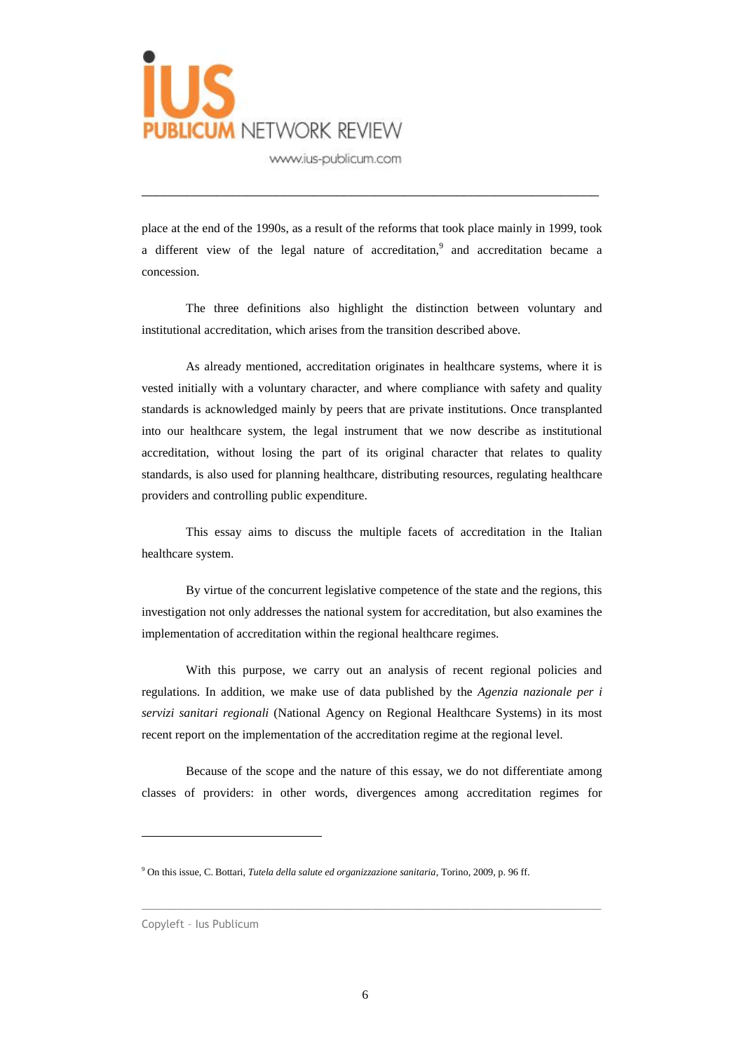place at the end of the 1990s, as a result of the reforms that took place mainly in 1999, took a different view of the legal nature of accreditation,[9] and accreditation became a concession.

The three definitions also highlight the distinction between voluntary and institutional accreditation, which arises from the transition described above.

As already mentioned, accreditation originates in healthcare systems, where it is vested initially with a voluntary character, and where compliance with safety and quality standards is acknowledged mainly by peers that are private institutions. Once transplanted into our healthcare system, the legal instrument that we now describe as institutional accreditation, without losing the part of its original character that relates to quality standards, is also used for planning healthcare, distributing resources, regulating healthcare providers and controlling public expenditure.

This essay aims to discuss the multiple facets of accreditation in the Italian healthcare system.

By virtue of the concurrent legislative competence of the state and the regions, this investigation not only addresses the national system for accreditation, but also examines the implementation of accreditation within the regional healthcare regimes.

With this purpose, we carry out an analysis of recent regional policies and regulations. In addition, we make use of data published by the *Agenzia nazionale per i servizi sanitari regionali* (National Agency on Regional Healthcare Systems) in its most recent report on the implementation of the accreditation regime at the regional level.

Because of the scope and the nature of this essay, we do not differentiate among classes of providers: in other words, divergences among accreditation regimes for

---

[9] On this issue, C. Bottari, *Tutela della salute ed organizzazione sanitaria*, Torino, 2009, p. 96 ff.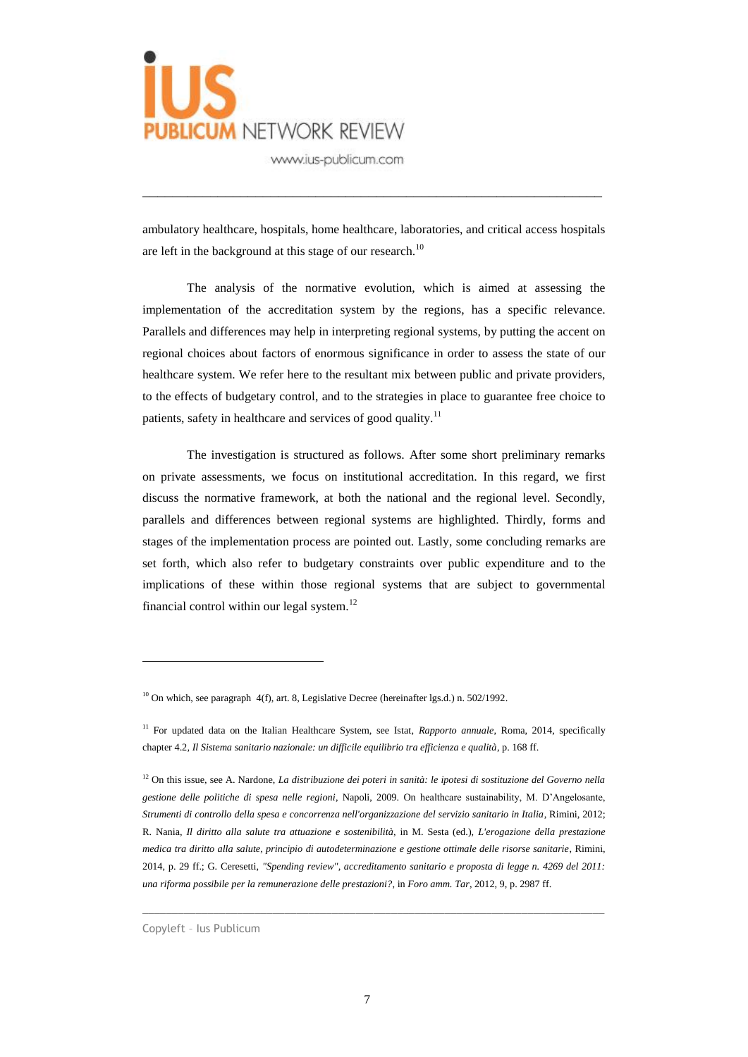ambulatory healthcare, hospitals, home healthcare, laboratories, and critical access hospitals are left in the background at this stage of our research.[10]

The analysis of the normative evolution, which is aimed at assessing the implementation of the accreditation system by the regions, has a specific relevance. Parallels and differences may help in interpreting regional systems, by putting the accent on regional choices about factors of enormous significance in order to assess the state of our healthcare system. We refer here to the resultant mix between public and private providers, to the effects of budgetary control, and to the strategies in place to guarantee free choice to patients, safety in healthcare and services of good quality.[11]

The investigation is structured as follows. After some short preliminary remarks on private assessments, we focus on institutional accreditation. In this regard, we first discuss the normative framework, at both the national and the regional level. Secondly, parallels and differences between regional systems are highlighted. Thirdly, forms and stages of the implementation process are pointed out. Lastly, some concluding remarks are set forth, which also refer to budgetary constraints over public expenditure and to the implications of these within those regional systems that are subject to governmental financial control within our legal system.[12]

---

[10] On which, see paragraph 4(f), art. 8, Legislative Decree (hereinafter lgs.d.) n. 502/1992.

[11] For updated data on the Italian Healthcare System, see Istat, *Rapporto annuale*, Roma, 2014, specifically chapter 4.2, *Il Sistema sanitario nazionale: un difficile equilibrio tra efficienza e qualità*, p. 168 ff.

[12] On this issue, see A. Nardone, *La distribuzione dei poteri in sanità: le ipotesi di sostituzione del Governo nella gestione delle politiche di spesa nelle regioni*, Napoli, 2009. On healthcare sustainability, M. D'Angelosante, *Strumenti di controllo della spesa e concorrenza nell'organizzazione del servizio sanitario in Italia*, Rimini, 2012; R. Nania, *Il diritto alla salute tra attuazione e sostenibilità*, in M. Sesta (ed.), *L'erogazione della prestazione medica tra diritto alla salute, principio di autodeterminazione e gestione ottimale delle risorse sanitarie*, Rimini, 2014, p. 29 ff.; G. Ceresetti, *"Spending review", accreditamento sanitario e proposta di legge n. 4269 del 2011: una riforma possibile per la remunerazione delle prestazioni?*, in *Foro amm. Tar*, 2012, 9, p. 2987 ff.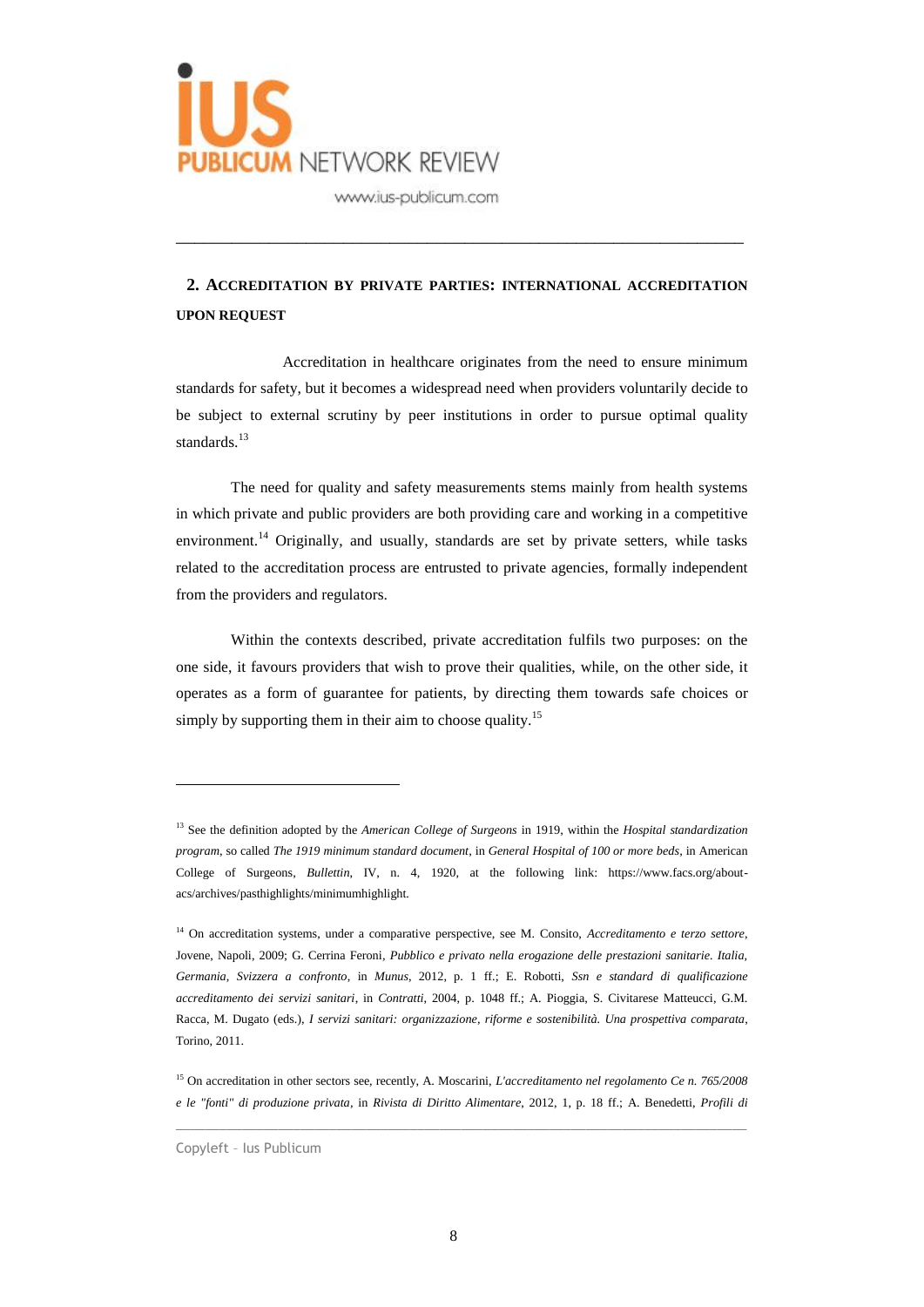## 2. Accreditation by private parties: international accreditation upon request

Accreditation in healthcare originates from the need to ensure minimum standards for safety, but it becomes a widespread need when providers voluntarily decide to be subject to external scrutiny by peer institutions in order to pursue optimal quality standards.[13]

The need for quality and safety measurements stems mainly from health systems in which private and public providers are both providing care and working in a competitive environment.[14] Originally, and usually, standards are set by private setters, while tasks related to the accreditation process are entrusted to private agencies, formally independent from the providers and regulators.

Within the contexts described, private accreditation fulfils two purposes: on the one side, it favours providers that wish to prove their qualities, while, on the other side, it operates as a form of guarantee for patients, by directing them towards safe choices or simply by supporting them in their aim to choose quality.[15]

---

[13] See the definition adopted by the *American College of Surgeons* in 1919, within the *Hospital standardization program*, so called *The 1919 minimum standard document*, in *General Hospital of 100 or more beds*, in American College of Surgeons, *Bullettin*, IV, n. 4, 1920, at the following link: https://www.facs.org/about-acs/archives/pasthighlights/minimumhighlight.

[14] On accreditation systems, under a comparative perspective, see M. Consito, *Accreditamento e terzo settore*, Jovene, Napoli, 2009; G. Cerrina Feroni, *Pubblico e privato nella erogazione delle prestazioni sanitarie. Italia, Germania, Svizzera a confronto*, in *Munus*, 2012, p. 1 ff.; E. Robotti, *Ssn e standard di qualificazione accreditamento dei servizi sanitari*, in *Contratti*, 2004, p. 1048 ff.; A. Pioggia, S. Civitarese Matteucci, G.M. Racca, M. Dugato (eds.), *I servizi sanitari: organizzazione, riforme e sostenibilità. Una prospettiva comparata*, Torino, 2011.

[15] On accreditation in other sectors see, recently, A. Moscarini, *L'accreditamento nel regolamento Ce n. 765/2008 e le "fonti" di produzione privata*, in *Rivista di Diritto Alimentare*, 2012, 1, p. 18 ff.; A. Benedetti, *Profili di*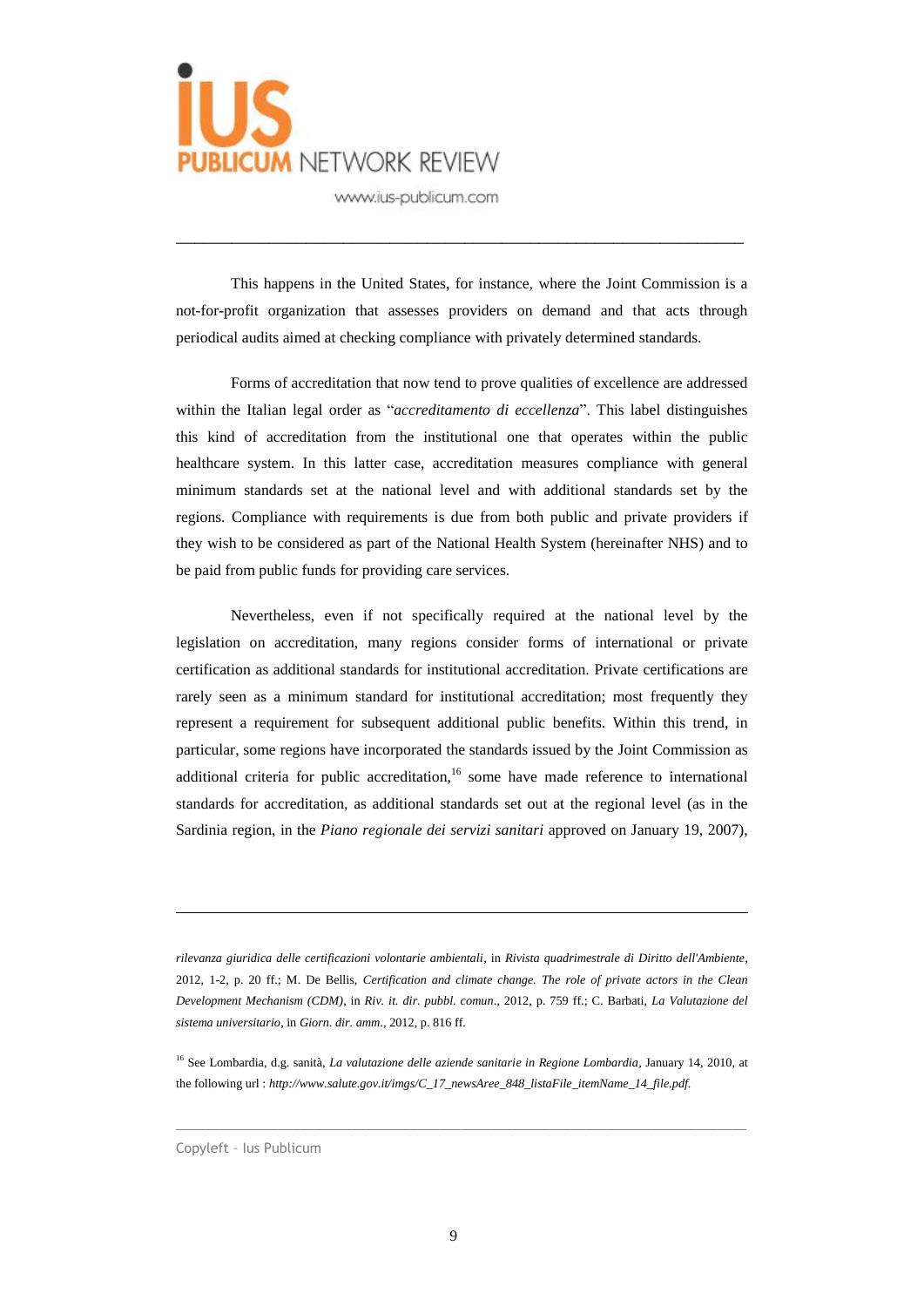This happens in the United States, for instance, where the Joint Commission is a not-for-profit organization that assesses providers on demand and that acts through periodical audits aimed at checking compliance with privately determined standards.

Forms of accreditation that now tend to prove qualities of excellence are addressed within the Italian legal order as "*accreditamento di eccellenza*". This label distinguishes this kind of accreditation from the institutional one that operates within the public healthcare system. In this latter case, accreditation measures compliance with general minimum standards set at the national level and with additional standards set by the regions. Compliance with requirements is due from both public and private providers if they wish to be considered as part of the National Health System (hereinafter NHS) and to be paid from public funds for providing care services.

Nevertheless, even if not specifically required at the national level by the legislation on accreditation, many regions consider forms of international or private certification as additional standards for institutional accreditation. Private certifications are rarely seen as a minimum standard for institutional accreditation; most frequently they represent a requirement for subsequent additional public benefits. Within this trend, in particular, some regions have incorporated the standards issued by the Joint Commission as additional criteria for public accreditation,[16] some have made reference to international standards for accreditation, as additional standards set out at the regional level (as in the Sardinia region, in the *Piano regionale dei servizi sanitari* approved on January 19, 2007),

---

*rilevanza giuridica delle certificazioni volontarie ambientali*, in *Rivista quadrimestrale di Diritto dell'Ambiente*, 2012, 1-2, p. 20 ff.; M. De Bellis, *Certification and climate change. The role of private actors in the Clean Development Mechanism (CDM)*, in *Riv. it. dir. pubbl. comun*., 2012, p. 759 ff.; C. Barbati, *La Valutazione del sistema universitario*, in *Giorn. dir. amm.*, 2012, p. 816 ff.

[16] See Lombardia, d.g. sanità, *La valutazione delle aziende sanitarie in Regione Lombardia*, January 14, 2010, at the following url : *http://www.salute.gov.it/imgs/C_17_newsAree_848_listaFile_itemName_14_file.pdf.*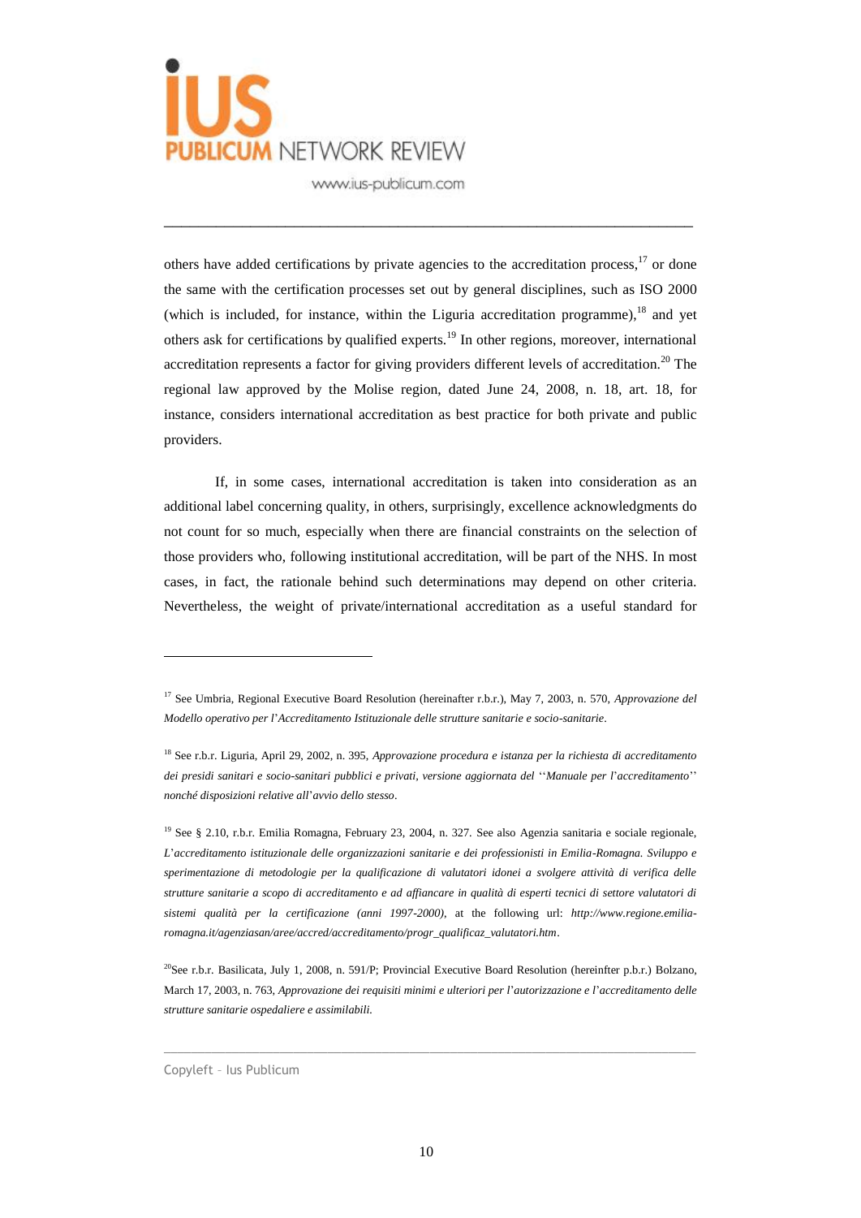others have added certifications by private agencies to the accreditation process,[17] or done the same with the certification processes set out by general disciplines, such as ISO 2000 (which is included, for instance, within the Liguria accreditation programme),[18] and yet others ask for certifications by qualified experts.[19] In other regions, moreover, international accreditation represents a factor for giving providers different levels of accreditation.[20] The regional law approved by the Molise region, dated June 24, 2008, n. 18, art. 18, for instance, considers international accreditation as best practice for both private and public providers.

If, in some cases, international accreditation is taken into consideration as an additional label concerning quality, in others, surprisingly, excellence acknowledgments do not count for so much, especially when there are financial constraints on the selection of those providers who, following institutional accreditation, will be part of the NHS. In most cases, in fact, the rationale behind such determinations may depend on other criteria. Nevertheless, the weight of private/international accreditation as a useful standard for

---

[17] See Umbria, Regional Executive Board Resolution (hereinafter r.b.r.), May 7, 2003, n. 570, *Approvazione del Modello operativo per l'Accreditamento Istituzionale delle strutture sanitarie e socio-sanitarie*.

[18] See r.b.r. Liguria, April 29, 2002, n. 395, *Approvazione procedura e istanza per la richiesta di accreditamento dei presidi sanitari e socio-sanitari pubblici e privati, versione aggiornata del ''Manuale per l'accreditamento'' nonché disposizioni relative all'avvio dello stesso*.

[19] See § 2.10, r.b.r. Emilia Romagna, February 23, 2004, n. 327. See also Agenzia sanitaria e sociale regionale, *L'accreditamento istituzionale delle organizzazioni sanitarie e dei professionisti in Emilia-Romagna. Sviluppo e sperimentazione di metodologie per la qualificazione di valutatori idonei a svolgere attività di verifica delle strutture sanitarie a scopo di accreditamento e ad affiancare in qualità di esperti tecnici di settore valutatori di sistemi qualità per la certificazione (anni 1997-2000)*, at the following url: *http://www.regione.emilia-romagna.it/agenziasan/aree/accred/accreditamento/progr_qualificaz_valutatori.htm*.

[20] See r.b.r. Basilicata, July 1, 2008, n. 591/P; Provincial Executive Board Resolution (hereinfter p.b.r.) Bolzano, March 17, 2003, n. 763, *Approvazione dei requisiti minimi e ulteriori per l'autorizzazione e l'accreditamento delle strutture sanitarie ospedaliere e assimilabili.*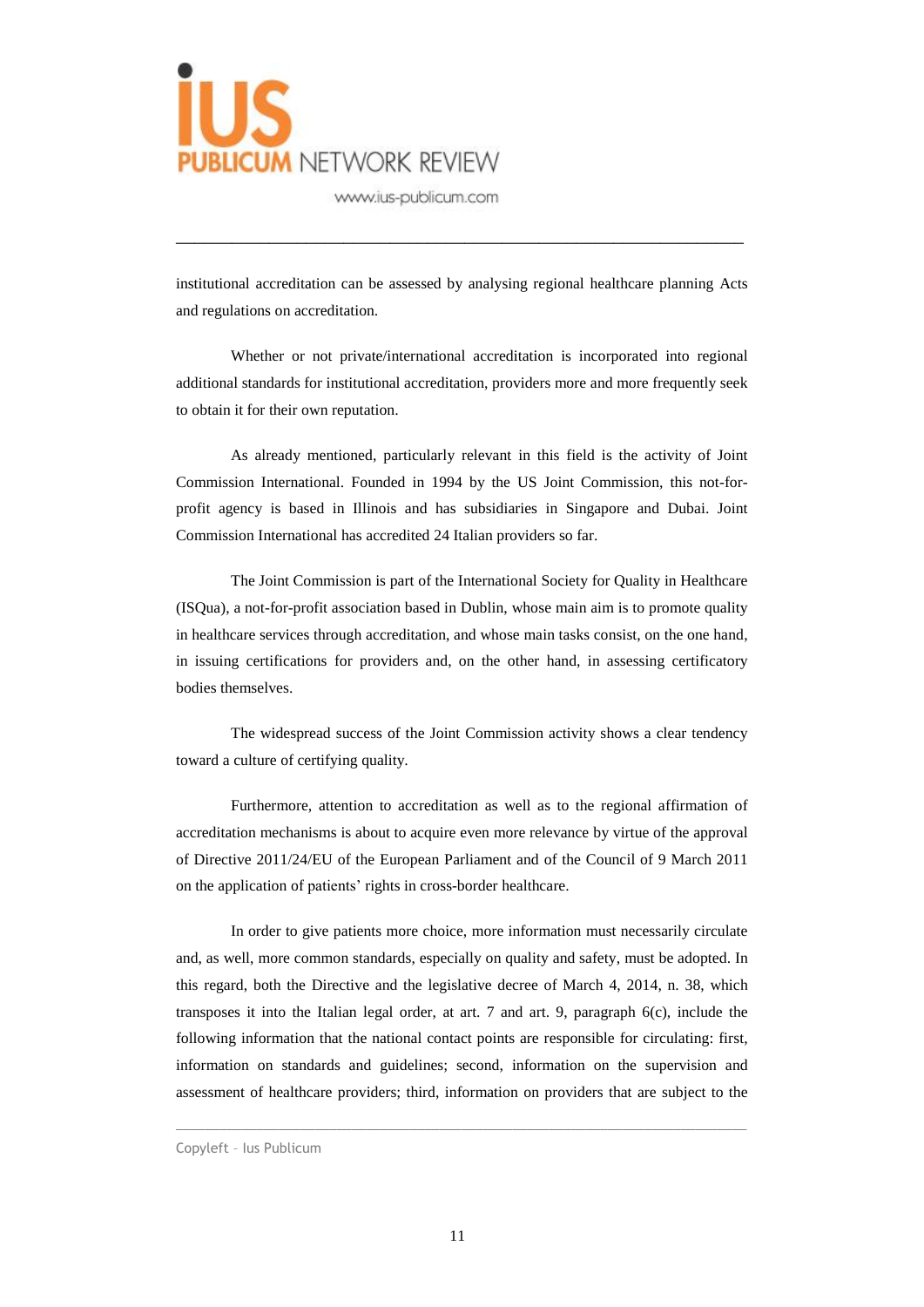institutional accreditation can be assessed by analysing regional healthcare planning Acts and regulations on accreditation.

Whether or not private/international accreditation is incorporated into regional additional standards for institutional accreditation, providers more and more frequently seek to obtain it for their own reputation.

As already mentioned, particularly relevant in this field is the activity of Joint Commission International. Founded in 1994 by the US Joint Commission, this not-for-profit agency is based in Illinois and has subsidiaries in Singapore and Dubai. Joint Commission International has accredited 24 Italian providers so far.

The Joint Commission is part of the International Society for Quality in Healthcare (ISQua), a not-for-profit association based in Dublin, whose main aim is to promote quality in healthcare services through accreditation, and whose main tasks consist, on the one hand, in issuing certifications for providers and, on the other hand, in assessing certificatory bodies themselves.

The widespread success of the Joint Commission activity shows a clear tendency toward a culture of certifying quality.

Furthermore, attention to accreditation as well as to the regional affirmation of accreditation mechanisms is about to acquire even more relevance by virtue of the approval of Directive 2011/24/EU of the European Parliament and of the Council of 9 March 2011 on the application of patients' rights in cross-border healthcare.

In order to give patients more choice, more information must necessarily circulate and, as well, more common standards, especially on quality and safety, must be adopted. In this regard, both the Directive and the legislative decree of March 4, 2014, n. 38, which transposes it into the Italian legal order, at art. 7 and art. 9, paragraph 6(c), include the following information that the national contact points are responsible for circulating: first, information on standards and guidelines; second, information on the supervision and assessment of healthcare providers; third, information on providers that are subject to the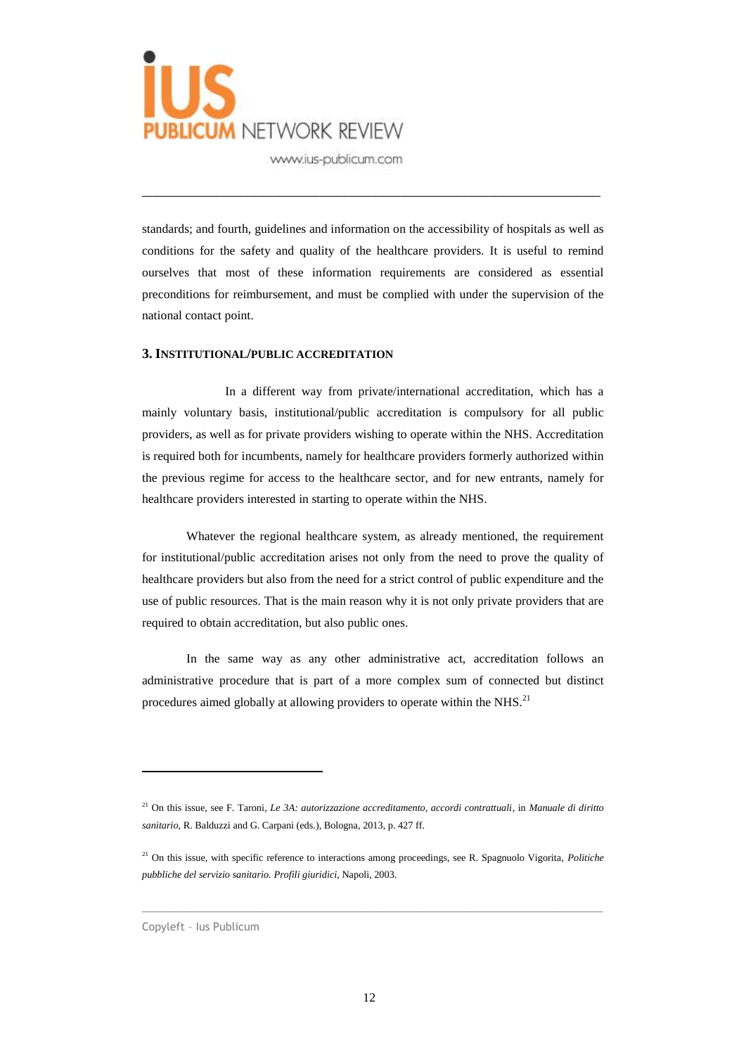standards; and fourth, guidelines and information on the accessibility of hospitals as well as conditions for the safety and quality of the healthcare providers. It is useful to remind ourselves that most of these information requirements are considered as essential preconditions for reimbursement, and must be complied with under the supervision of the national contact point.

### 3. INSTITUTIONAL/PUBLIC ACCREDITATION

In a different way from private/international accreditation, which has a mainly voluntary basis, institutional/public accreditation is compulsory for all public providers, as well as for private providers wishing to operate within the NHS. Accreditation is required both for incumbents, namely for healthcare providers formerly authorized within the previous regime for access to the healthcare sector, and for new entrants, namely for healthcare providers interested in starting to operate within the NHS.

Whatever the regional healthcare system, as already mentioned, the requirement for institutional/public accreditation arises not only from the need to prove the quality of healthcare providers but also from the need for a strict control of public expenditure and the use of public resources. That is the main reason why it is not only private providers that are required to obtain accreditation, but also public ones.

In the same way as any other administrative act, accreditation follows an administrative procedure that is part of a more complex sum of connected but distinct procedures aimed globally at allowing providers to operate within the NHS.[21]

---

[21] On this issue, see F. Taroni, *Le 3A: autorizzazione accreditamento, accordi contrattuali*, in *Manuale di diritto sanitario*, R. Balduzzi and G. Carpani (eds.), Bologna, 2013, p. 427 ff.

[21] On this issue, with specific reference to interactions among proceedings, see R. Spagnuolo Vigorita, *Politiche pubbliche del servizio sanitario. Profili giuridici*, Napoli, 2003.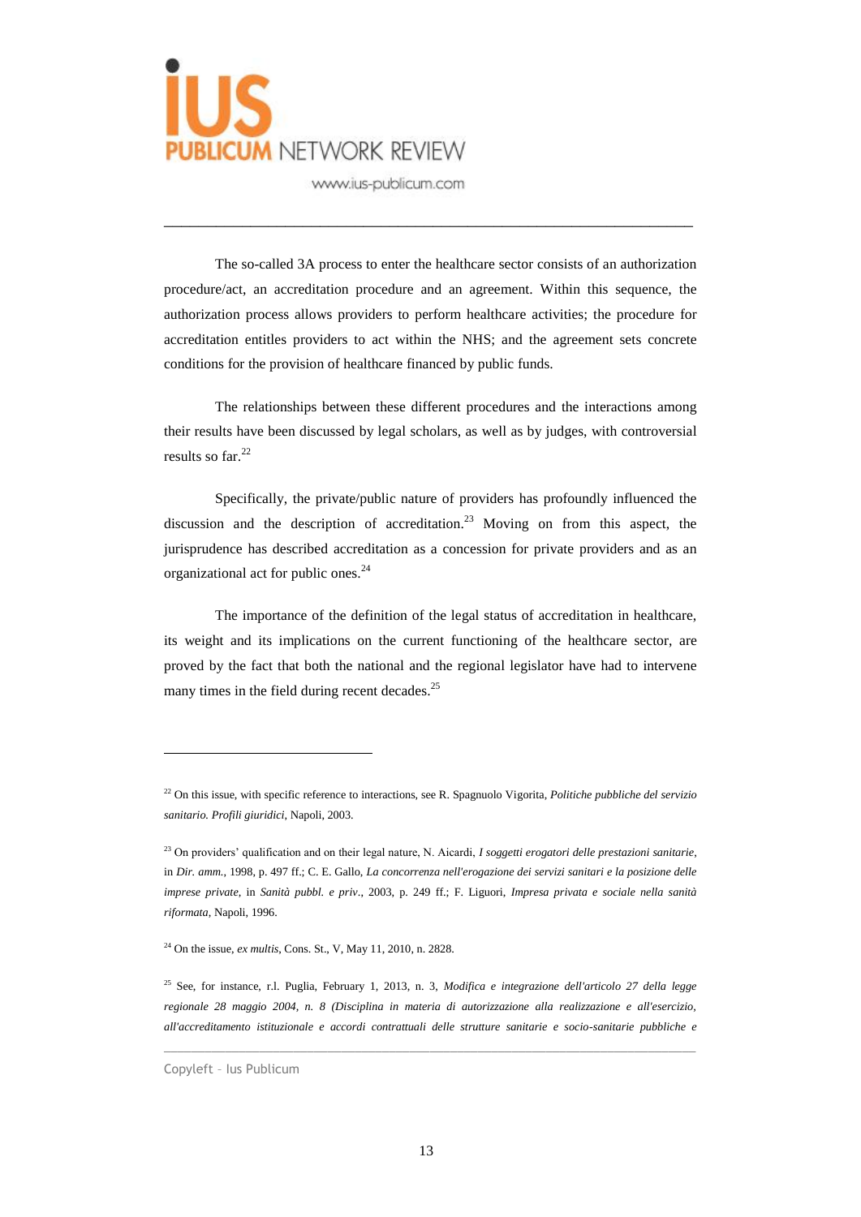The so-called 3A process to enter the healthcare sector consists of an authorization procedure/act, an accreditation procedure and an agreement. Within this sequence, the authorization process allows providers to perform healthcare activities; the procedure for accreditation entitles providers to act within the NHS; and the agreement sets concrete conditions for the provision of healthcare financed by public funds.

The relationships between these different procedures and the interactions among their results have been discussed by legal scholars, as well as by judges, with controversial results so far.[22]

Specifically, the private/public nature of providers has profoundly influenced the discussion and the description of accreditation.[23] Moving on from this aspect, the jurisprudence has described accreditation as a concession for private providers and as an organizational act for public ones.[24]

The importance of the definition of the legal status of accreditation in healthcare, its weight and its implications on the current functioning of the healthcare sector, are proved by the fact that both the national and the regional legislator have had to intervene many times in the field during recent decades.[25]

---

[22] On this issue, with specific reference to interactions, see R. Spagnuolo Vigorita, *Politiche pubbliche del servizio sanitario. Profili giuridici*, Napoli, 2003.

[23] On providers' qualification and on their legal nature, N. Aicardi, *I soggetti erogatori delle prestazioni sanitarie*, in *Dir. amm.*, 1998, p. 497 ff.; C. E. Gallo, *La concorrenza nell'erogazione dei servizi sanitari e la posizione delle imprese private*, in *Sanità pubbl. e priv*., 2003, p. 249 ff.; F. Liguori, *Impresa privata e sociale nella sanità riformata*, Napoli, 1996.

[24] On the issue, *ex multis*, Cons. St., V, May 11, 2010, n. 2828.

[25] See, for instance, r.l. Puglia, February 1, 2013, n. 3, *Modifica e integrazione dell'articolo 27 della legge regionale 28 maggio 2004, n. 8 (Disciplina in materia di autorizzazione alla realizzazione e all'esercizio, all'accreditamento istituzionale e accordi contrattuali delle strutture sanitarie e socio-sanitarie pubbliche e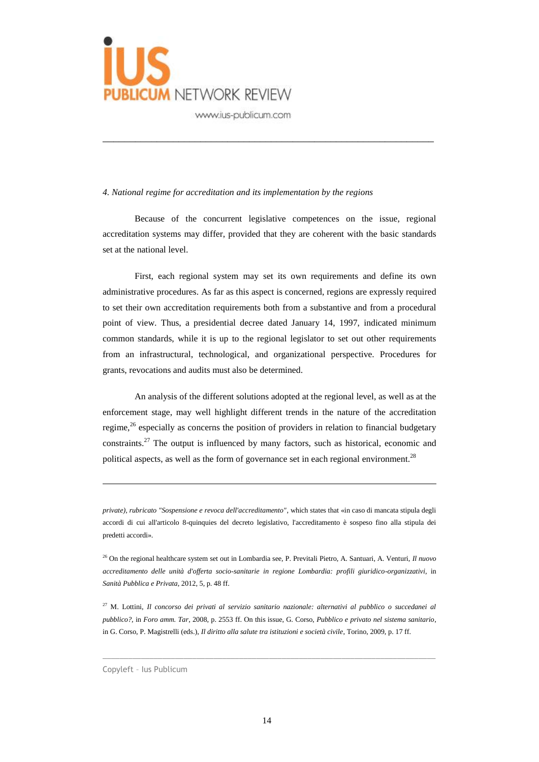*4. National regime for accreditation and its implementation by the regions*

Because of the concurrent legislative competences on the issue, regional accreditation systems may differ, provided that they are coherent with the basic standards set at the national level.

First, each regional system may set its own requirements and define its own administrative procedures. As far as this aspect is concerned, regions are expressly required to set their own accreditation requirements both from a substantive and from a procedural point of view. Thus, a presidential decree dated January 14, 1997, indicated minimum common standards, while it is up to the regional legislator to set out other requirements from an infrastructural, technological, and organizational perspective. Procedures for grants, revocations and audits must also be determined.

An analysis of the different solutions adopted at the regional level, as well as at the enforcement stage, may well highlight different trends in the nature of the accreditation regime,[26] especially as concerns the position of providers in relation to financial budgetary constraints.[27] The output is influenced by many factors, such as historical, economic and political aspects, as well as the form of governance set in each regional environment.[28]

---

*private), rubricato "Sospensione e revoca dell'accreditamento"*, which states that «in caso di mancata stipula degli accordi di cui all'articolo 8-quinquies del decreto legislativo, l'accreditamento è sospeso fino alla stipula dei predetti accordi».

[26] On the regional healthcare system set out in Lombardia see, P. Previtali Pietro, A. Santuari, A. Venturi, *Il nuovo accreditamento delle unità d'offerta socio-sanitarie in regione Lombardia: profili giuridico-organizzativi*, in *Sanità Pubblica e Privata*, 2012, 5, p. 48 ff.

[27] M. Lottini, *Il concorso dei privati al servizio sanitario nazionale: alternativi al pubblico o succedanei al pubblico?*, in *Foro amm. Tar*, 2008, p. 2553 ff. On this issue, G. Corso, *Pubblico e privato nel sistema sanitario*, in G. Corso, P. Magistrelli (eds.), *Il diritto alla salute tra istituzioni e società civile*, Torino, 2009, p. 17 ff.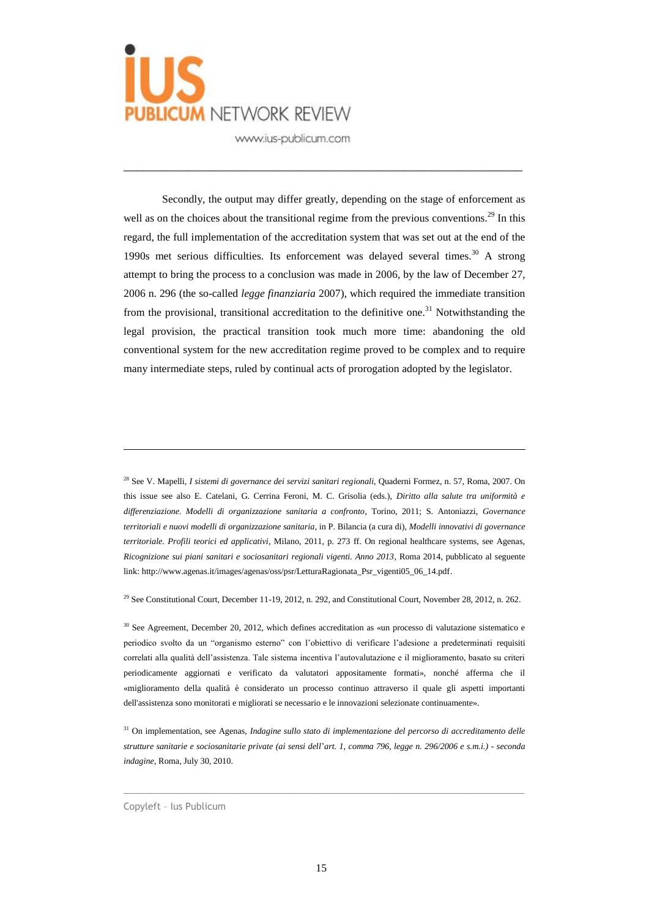Secondly, the output may differ greatly, depending on the stage of enforcement as well as on the choices about the transitional regime from the previous conventions.[29] In this regard, the full implementation of the accreditation system that was set out at the end of the 1990s met serious difficulties. Its enforcement was delayed several times.[30] A strong attempt to bring the process to a conclusion was made in 2006, by the law of December 27, 2006 n. 296 (the so-called *legge finanziaria* 2007), which required the immediate transition from the provisional, transitional accreditation to the definitive one.[31] Notwithstanding the legal provision, the practical transition took much more time: abandoning the old conventional system for the new accreditation regime proved to be complex and to require many intermediate steps, ruled by continual acts of prorogation adopted by the legislator.

---

[28] See V. Mapelli, *I sistemi di governance dei servizi sanitari regionali*, Quaderni Formez, n. 57, Roma, 2007. On this issue see also E. Catelani, G. Cerrina Feroni, M. C. Grisolia (eds.), *Diritto alla salute tra uniformità e differenziazione. Modelli di organizzazione sanitaria a confronto*, Torino, 2011; S. Antoniazzi, *Governance territoriali e nuovi modelli di organizzazione sanitaria*, in P. Bilancia (a cura di), *Modelli innovativi di governance territoriale. Profili teorici ed applicativi*, Milano, 2011, p. 273 ff. On regional healthcare systems, see Agenas, *Ricognizione sui piani sanitari e sociosanitari regionali vigenti. Anno 2013*, Roma 2014, pubblicato al seguente link: http://www.agenas.it/images/agenas/oss/psr/LetturaRagionata_Psr_vigenti05_06_14.pdf.

[29] See Constitutional Court, December 11-19, 2012, n. 292, and Constitutional Court, November 28, 2012, n. 262.

[30] See Agreement, December 20, 2012, which defines accreditation as «un processo di valutazione sistematico e periodico svolto da un "organismo esterno" con l'obiettivo di verificare l'adesione a predeterminati requisiti correlati alla qualità dell'assistenza. Tale sistema incentiva l'autovalutazione e il miglioramento, basato su criteri periodicamente aggiornati e verificato da valutatori appositamente formati», nonché afferma che il «miglioramento della qualità è considerato un processo continuo attraverso il quale gli aspetti importanti dell'assistenza sono monitorati e migliorati se necessario e le innovazioni selezionate continuamente».

[31] On implementation, see Agenas, *Indagine sullo stato di implementazione del percorso di accreditamento delle strutture sanitarie e sociosanitarie private (ai sensi dell'art. 1, comma 796, legge n. 296/2006 e s.m.i.) - seconda indagine*, Roma, July 30, 2010.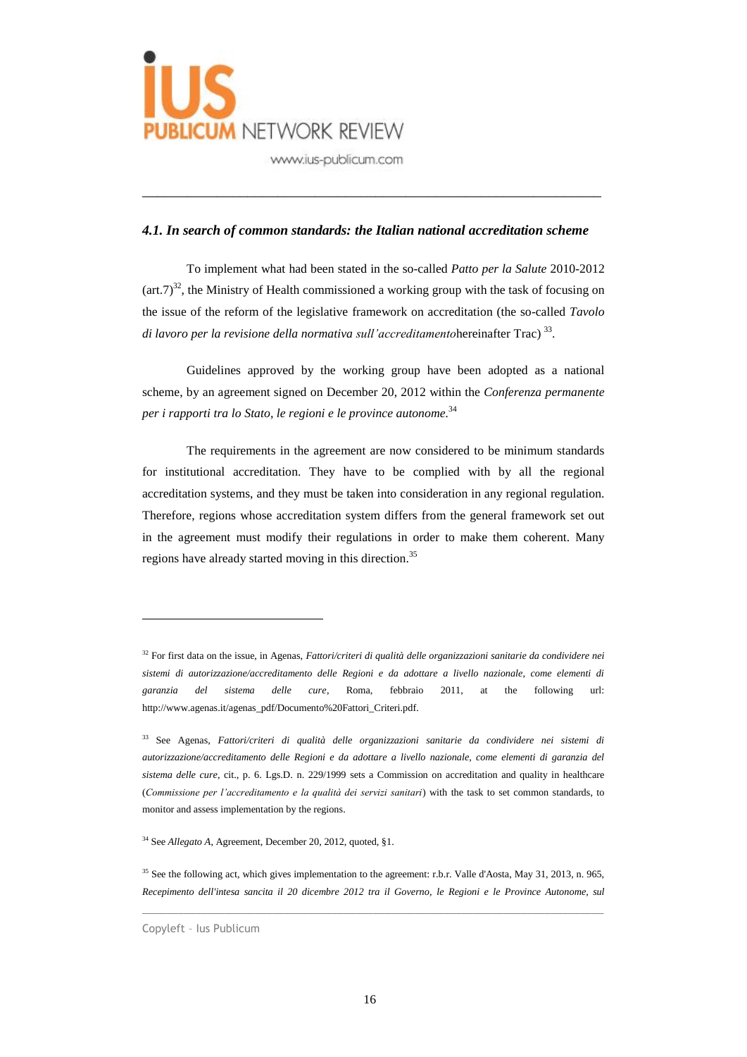#### *4.1. In search of common standards: the Italian national accreditation scheme*

To implement what had been stated in the so-called *Patto per la Salute* 2010-2012 (art.7)[32], the Ministry of Health commissioned a working group with the task of focusing on the issue of the reform of the legislative framework on accreditation (the so-called *Tavolo di lavoro per la revisione della normativa sull'accreditamento*hereinafter Trac) [33].

Guidelines approved by the working group have been adopted as a national scheme, by an agreement signed on December 20, 2012 within the *Conferenza permanente per i rapporti tra lo Stato, le regioni e le province autonome.*[34]

The requirements in the agreement are now considered to be minimum standards for institutional accreditation. They have to be complied with by all the regional accreditation systems, and they must be taken into consideration in any regional regulation. Therefore, regions whose accreditation system differs from the general framework set out in the agreement must modify their regulations in order to make them coherent. Many regions have already started moving in this direction.[35]

---

[32] For first data on the issue, in Agenas, *Fattori/criteri di qualità delle organizzazioni sanitarie da condividere nei sistemi di autorizzazione/accreditamento delle Regioni e da adottare a livello nazionale, come elementi di garanzia del sistema delle cure*, Roma, febbraio 2011, at the following url: http://www.agenas.it/agenas_pdf/Documento%20Fattori_Criteri.pdf.

[33] See Agenas, *Fattori/criteri di qualità delle organizzazioni sanitarie da condividere nei sistemi di autorizzazione/accreditamento delle Regioni e da adottare a livello nazionale, come elementi di garanzia del sistema delle cure*, cit., p. 6. Lgs.D. n. 229/1999 sets a Commission on accreditation and quality in healthcare (*Commissione per l'accreditamento e la qualità dei servizi sanitari*) with the task to set common standards, to monitor and assess implementation by the regions.

[34] See *Allegato A*, Agreement, December 20, 2012, quoted, §1.

[35] See the following act, which gives implementation to the agreement: r.b.r. Valle d'Aosta, May 31, 2013, n. 965, *Recepimento dell'intesa sancita il 20 dicembre 2012 tra il Governo, le Regioni e le Province Autonome, sul*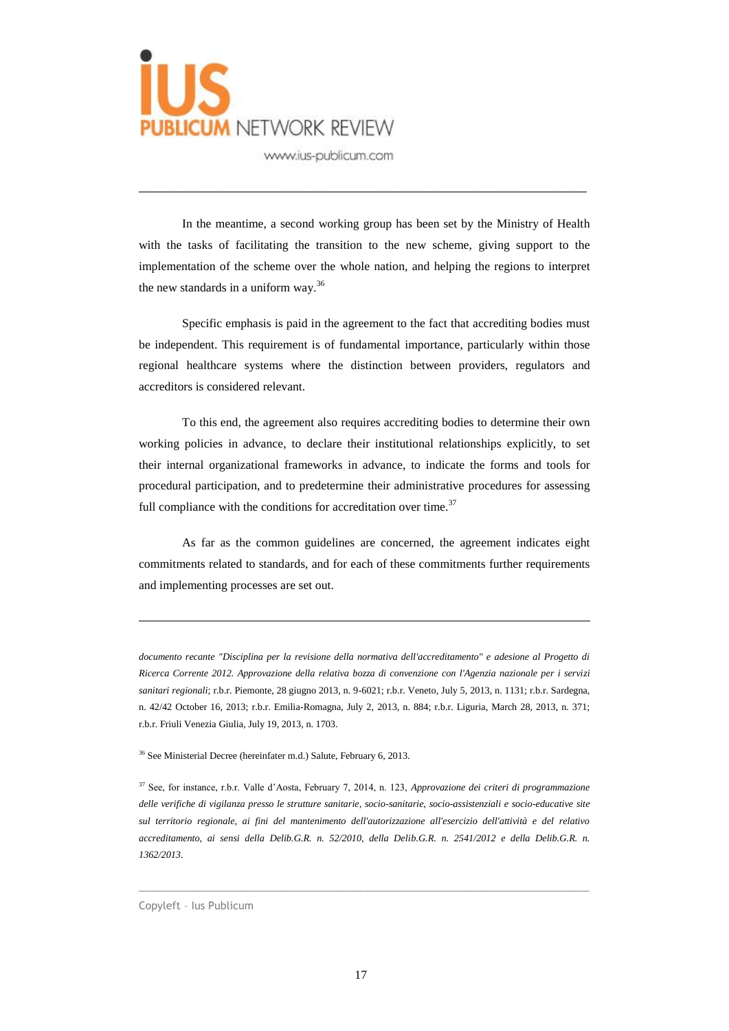In the meantime, a second working group has been set by the Ministry of Health with the tasks of facilitating the transition to the new scheme, giving support to the implementation of the scheme over the whole nation, and helping the regions to interpret the new standards in a uniform way.[36]

Specific emphasis is paid in the agreement to the fact that accrediting bodies must be independent. This requirement is of fundamental importance, particularly within those regional healthcare systems where the distinction between providers, regulators and accreditors is considered relevant.

To this end, the agreement also requires accrediting bodies to determine their own working policies in advance, to declare their institutional relationships explicitly, to set their internal organizational frameworks in advance, to indicate the forms and tools for procedural participation, and to predetermine their administrative procedures for assessing full compliance with the conditions for accreditation over time.[37]

As far as the common guidelines are concerned, the agreement indicates eight commitments related to standards, and for each of these commitments further requirements and implementing processes are set out.

---

*documento recante "Disciplina per la revisione della normativa dell'accreditamento" e adesione al Progetto di Ricerca Corrente 2012. Approvazione della relativa bozza di convenzione con l'Agenzia nazionale per i servizi sanitari regionali*; r.b.r. Piemonte, 28 giugno 2013, n. 9-6021; r.b.r. Veneto, July 5, 2013, n. 1131; r.b.r. Sardegna, n. 42/42 October 16, 2013; r.b.r. Emilia-Romagna, July 2, 2013, n. 884; r.b.r. Liguria, March 28, 2013, n. 371; r.b.r. Friuli Venezia Giulia, July 19, 2013, n. 1703.

[36] See Ministerial Decree (hereinfater m.d.) Salute, February 6, 2013.

[37] See, for instance, r.b.r. Valle d'Aosta, February 7, 2014, n. 123, *Approvazione dei criteri di programmazione delle verifiche di vigilanza presso le strutture sanitarie, socio-sanitarie, socio-assistenziali e socio-educative site sul territorio regionale, ai fini del mantenimento dell'autorizzazione all'esercizio dell'attività e del relativo accreditamento, ai sensi della Delib.G.R. n. 52/2010, della Delib.G.R. n. 2541/2012 e della Delib.G.R. n. 1362/2013*.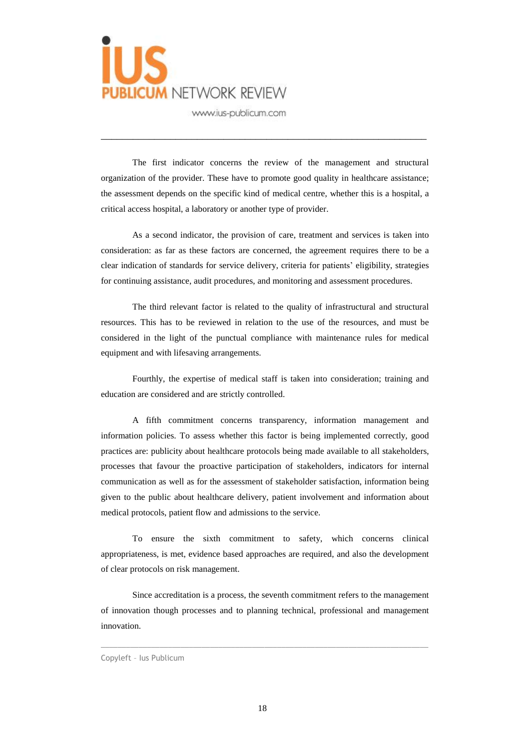The first indicator concerns the review of the management and structural organization of the provider. These have to promote good quality in healthcare assistance; the assessment depends on the specific kind of medical centre, whether this is a hospital, a critical access hospital, a laboratory or another type of provider.

As a second indicator, the provision of care, treatment and services is taken into consideration: as far as these factors are concerned, the agreement requires there to be a clear indication of standards for service delivery, criteria for patients' eligibility, strategies for continuing assistance, audit procedures, and monitoring and assessment procedures.

The third relevant factor is related to the quality of infrastructural and structural resources. This has to be reviewed in relation to the use of the resources, and must be considered in the light of the punctual compliance with maintenance rules for medical equipment and with lifesaving arrangements.

Fourthly, the expertise of medical staff is taken into consideration; training and education are considered and are strictly controlled.

A fifth commitment concerns transparency, information management and information policies. To assess whether this factor is being implemented correctly, good practices are: publicity about healthcare protocols being made available to all stakeholders, processes that favour the proactive participation of stakeholders, indicators for internal communication as well as for the assessment of stakeholder satisfaction, information being given to the public about healthcare delivery, patient involvement and information about medical protocols, patient flow and admissions to the service.

To ensure the sixth commitment to safety, which concerns clinical appropriateness, is met, evidence based approaches are required, and also the development of clear protocols on risk management.

Since accreditation is a process, the seventh commitment refers to the management of innovation though processes and to planning technical, professional and management innovation.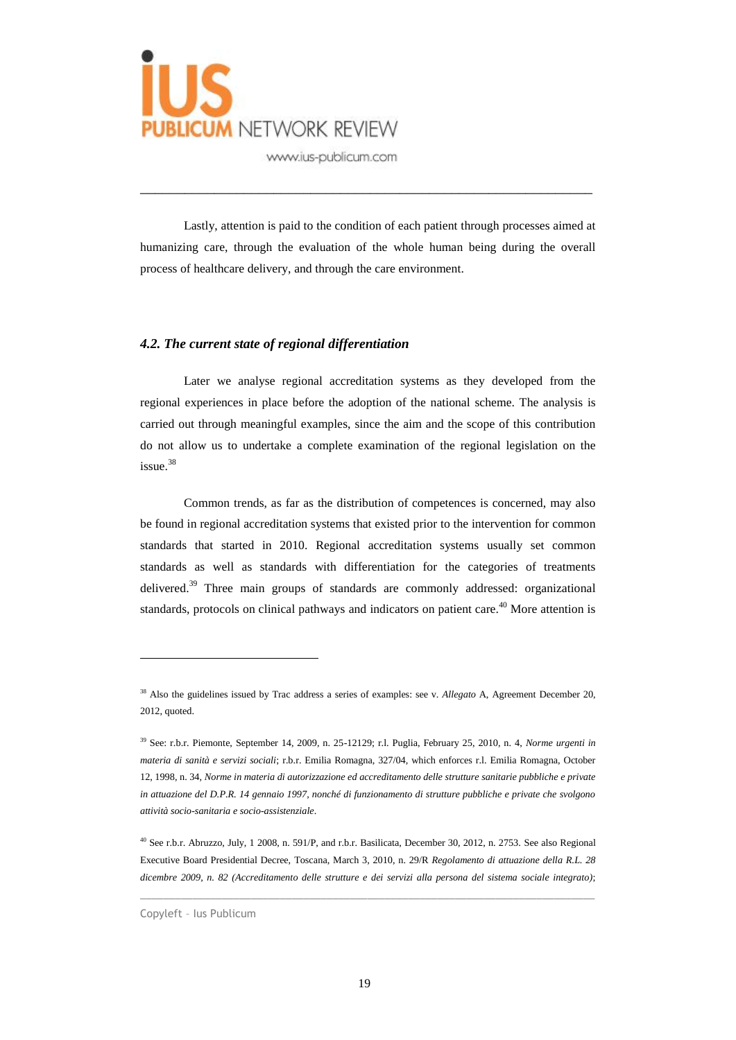Lastly, attention is paid to the condition of each patient through processes aimed at humanizing care, through the evaluation of the whole human being during the overall process of healthcare delivery, and through the care environment.

### *4.2. The current state of regional differentiation*

Later we analyse regional accreditation systems as they developed from the regional experiences in place before the adoption of the national scheme. The analysis is carried out through meaningful examples, since the aim and the scope of this contribution do not allow us to undertake a complete examination of the regional legislation on the issue.[38]

Common trends, as far as the distribution of competences is concerned, may also be found in regional accreditation systems that existed prior to the intervention for common standards that started in 2010. Regional accreditation systems usually set common standards as well as standards with differentiation for the categories of treatments delivered.[39] Three main groups of standards are commonly addressed: organizational standards, protocols on clinical pathways and indicators on patient care.[40] More attention is

---

[38] Also the guidelines issued by Trac address a series of examples: see v. *Allegato* A, Agreement December 20, 2012, quoted.

[39] See: r.b.r. Piemonte, September 14, 2009, n. 25-12129; r.l. Puglia, February 25, 2010, n. 4, *Norme urgenti in materia di sanità e servizi sociali*; r.b.r. Emilia Romagna, 327/04, which enforces r.l. Emilia Romagna, October 12, 1998, n. 34, *Norme in materia di autorizzazione ed accreditamento delle strutture sanitarie pubbliche e private in attuazione del D.P.R. 14 gennaio 1997, nonché di funzionamento di strutture pubbliche e private che svolgono attività socio-sanitaria e socio-assistenziale*.

[40] See r.b.r. Abruzzo, July, 1 2008, n. 591/P, and r.b.r. Basilicata, December 30, 2012, n. 2753. See also Regional Executive Board Presidential Decree, Toscana, March 3, 2010, n. 29/R *Regolamento di attuazione della R.L. 28 dicembre 2009, n. 82 (Accreditamento delle strutture e dei servizi alla persona del sistema sociale integrato)*;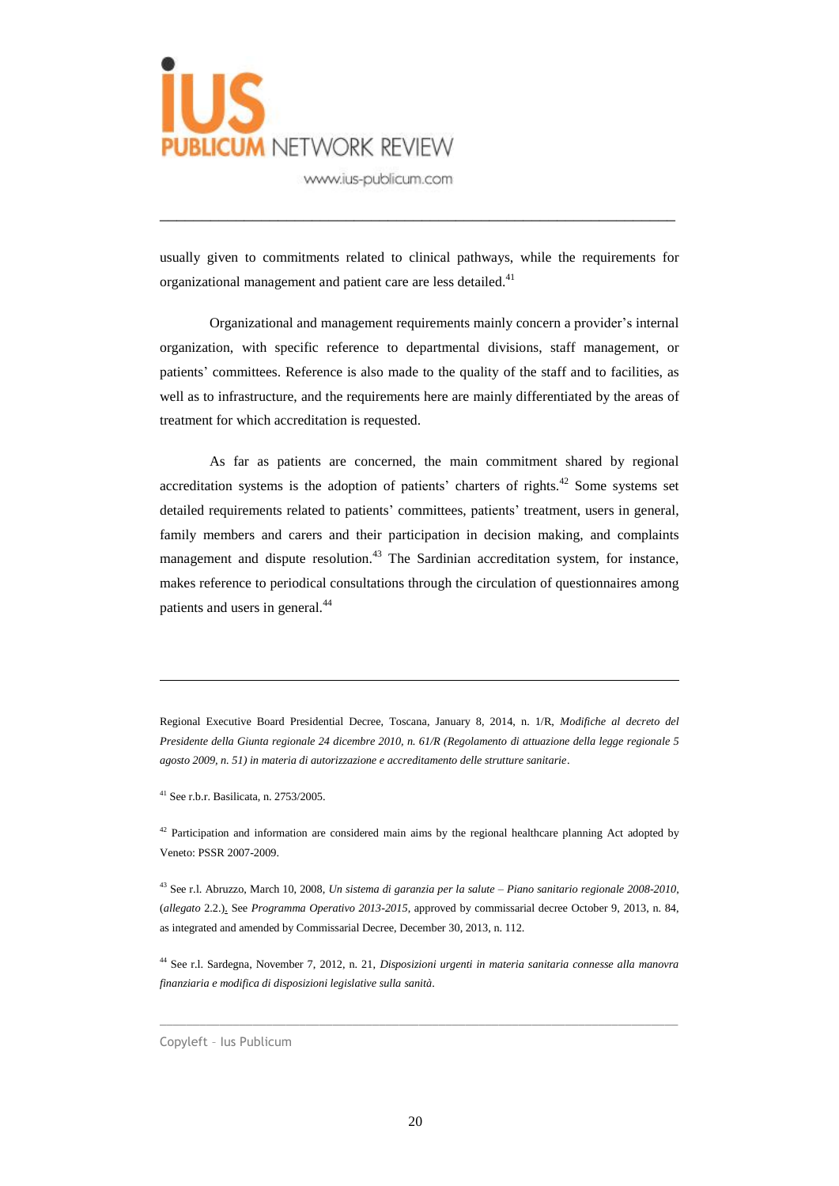usually given to commitments related to clinical pathways, while the requirements for organizational management and patient care are less detailed.[41]

Organizational and management requirements mainly concern a provider's internal organization, with specific reference to departmental divisions, staff management, or patients' committees. Reference is also made to the quality of the staff and to facilities, as well as to infrastructure, and the requirements here are mainly differentiated by the areas of treatment for which accreditation is requested.

As far as patients are concerned, the main commitment shared by regional accreditation systems is the adoption of patients' charters of rights.[42] Some systems set detailed requirements related to patients' committees, patients' treatment, users in general, family members and carers and their participation in decision making, and complaints management and dispute resolution.[43] The Sardinian accreditation system, for instance, makes reference to periodical consultations through the circulation of questionnaires among patients and users in general.[44]

---

Regional Executive Board Presidential Decree, Toscana, January 8, 2014, n. 1/R, *Modifiche al decreto del Presidente della Giunta regionale 24 dicembre 2010, n. 61/R (Regolamento di attuazione della legge regionale 5 agosto 2009, n. 51) in materia di autorizzazione e accreditamento delle strutture sanitarie*.

[41] See r.b.r. Basilicata, n. 2753/2005.

[42] Participation and information are considered main aims by the regional healthcare planning Act adopted by Veneto: PSSR 2007-2009.

[43] See r.l. Abruzzo, March 10, 2008, *Un sistema di garanzia per la salute – Piano sanitario regionale 2008-2010*, (*allegato* 2.2.). See *Programma Operativo 2013-2015*, approved by commissarial decree October 9, 2013, n. 84, as integrated and amended by Commissarial Decree, December 30, 2013, n. 112.

[44] See r.l. Sardegna, November 7, 2012, n. 21, *Disposizioni urgenti in materia sanitaria connesse alla manovra finanziaria e modifica di disposizioni legislative sulla sanità*.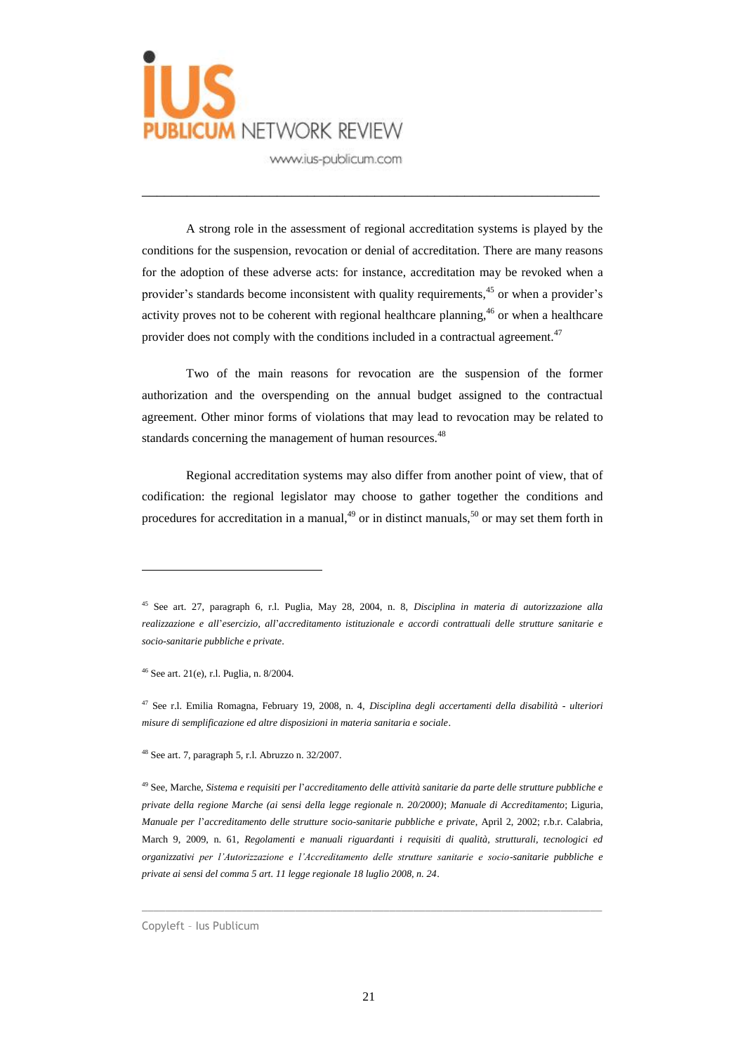A strong role in the assessment of regional accreditation systems is played by the conditions for the suspension, revocation or denial of accreditation. There are many reasons for the adoption of these adverse acts: for instance, accreditation may be revoked when a provider's standards become inconsistent with quality requirements,[45] or when a provider's activity proves not to be coherent with regional healthcare planning,[46] or when a healthcare provider does not comply with the conditions included in a contractual agreement.[47]

Two of the main reasons for revocation are the suspension of the former authorization and the overspending on the annual budget assigned to the contractual agreement. Other minor forms of violations that may lead to revocation may be related to standards concerning the management of human resources.[48]

Regional accreditation systems may also differ from another point of view, that of codification: the regional legislator may choose to gather together the conditions and procedures for accreditation in a manual,[49] or in distinct manuals,[50] or may set them forth in

---

[45] See art. 27, paragraph 6, r.l. Puglia, May 28, 2004, n. 8, *Disciplina in materia di autorizzazione alla realizzazione e all'esercizio, all'accreditamento istituzionale e accordi contrattuali delle strutture sanitarie e socio-sanitarie pubbliche e private*.

[46] See art. 21(e), r.l. Puglia, n. 8/2004.

[47] See r.l. Emilia Romagna, February 19, 2008, n. 4, *Disciplina degli accertamenti della disabilità - ulteriori misure di semplificazione ed altre disposizioni in materia sanitaria e sociale*.

[48] See art. 7, paragraph 5, r.l. Abruzzo n. 32/2007.

[49] See, Marche, *Sistema e requisiti per l'accreditamento delle attività sanitarie da parte delle strutture pubbliche e private della regione Marche (ai sensi della legge regionale n. 20/2000)*; *Manuale di Accreditamento*; Liguria, *Manuale per l'accreditamento delle strutture socio-sanitarie pubbliche e private*, April 2, 2002; r.b.r. Calabria, March 9, 2009, n. 61, *Regolamenti e manuali riguardanti i requisiti di qualità, strutturali, tecnologici ed organizzativi per l'Autorizzazione e l'Accreditamento delle strutture sanitarie e socio-sanitarie pubbliche e private ai sensi del comma 5 art. 11 legge regionale 18 luglio 2008, n. 24*.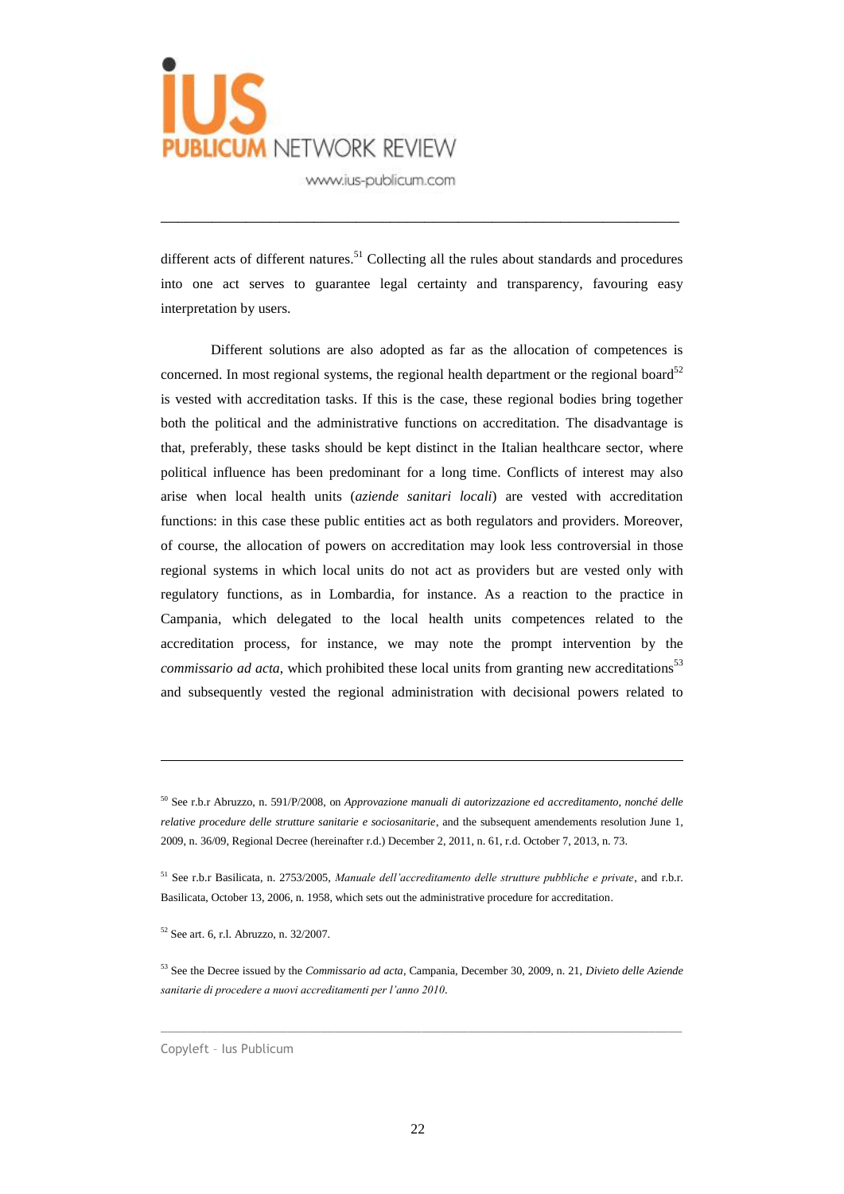different acts of different natures.[51] Collecting all the rules about standards and procedures into one act serves to guarantee legal certainty and transparency, favouring easy interpretation by users.

Different solutions are also adopted as far as the allocation of competences is concerned. In most regional systems, the regional health department or the regional board[52] is vested with accreditation tasks. If this is the case, these regional bodies bring together both the political and the administrative functions on accreditation. The disadvantage is that, preferably, these tasks should be kept distinct in the Italian healthcare sector, where political influence has been predominant for a long time. Conflicts of interest may also arise when local health units (*aziende sanitari locali*) are vested with accreditation functions: in this case these public entities act as both regulators and providers. Moreover, of course, the allocation of powers on accreditation may look less controversial in those regional systems in which local units do not act as providers but are vested only with regulatory functions, as in Lombardia, for instance. As a reaction to the practice in Campania, which delegated to the local health units competences related to the accreditation process, for instance, we may note the prompt intervention by the *commissario ad acta*, which prohibited these local units from granting new accreditations[53] and subsequently vested the regional administration with decisional powers related to

---

[50] See r.b.r Abruzzo, n. 591/P/2008, on *Approvazione manuali di autorizzazione ed accreditamento, nonché delle relative procedure delle strutture sanitarie e sociosanitarie*, and the subsequent amendements resolution June 1, 2009, n. 36/09, Regional Decree (hereinafter r.d.) December 2, 2011, n. 61, r.d. October 7, 2013, n. 73.

[51] See r.b.r Basilicata, n. 2753/2005, *Manuale dell'accreditamento delle strutture pubbliche e private*, and r.b.r. Basilicata, October 13, 2006, n. 1958, which sets out the administrative procedure for accreditation.

[52] See art. 6, r.l. Abruzzo, n. 32/2007.

[53] See the Decree issued by the *Commissario ad acta*, Campania, December 30, 2009, n. 21, *Divieto delle Aziende sanitarie di procedere a nuovi accreditamenti per l'anno 2010*.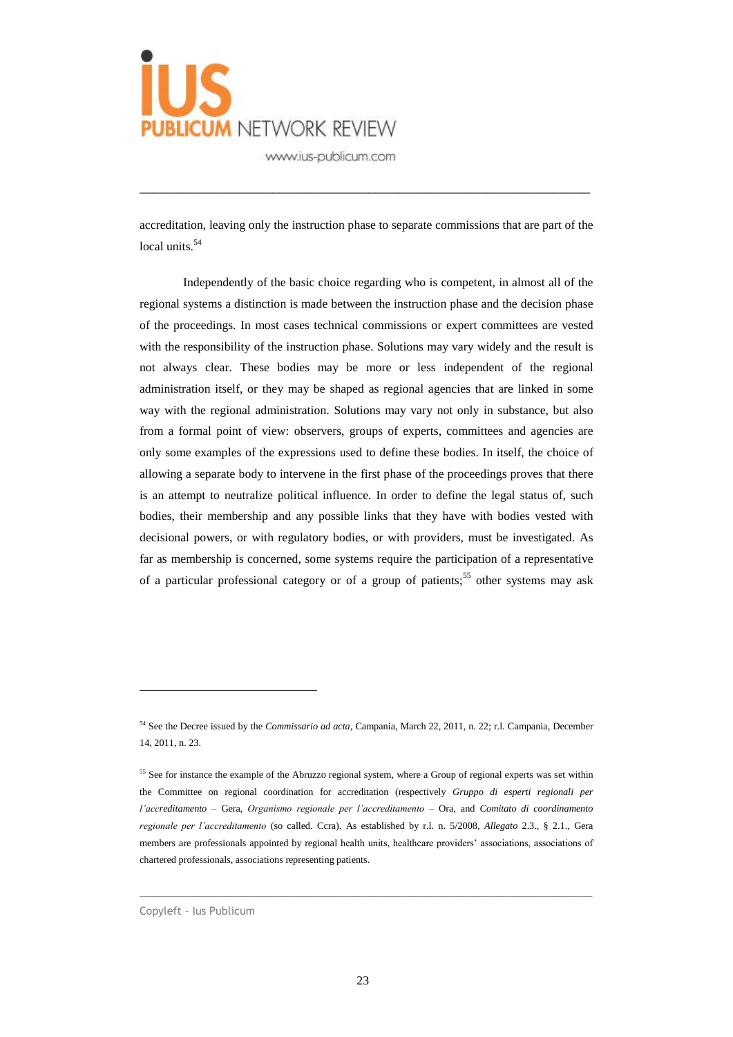accreditation, leaving only the instruction phase to separate commissions that are part of the local units.[54]

Independently of the basic choice regarding who is competent, in almost all of the regional systems a distinction is made between the instruction phase and the decision phase of the proceedings. In most cases technical commissions or expert committees are vested with the responsibility of the instruction phase. Solutions may vary widely and the result is not always clear. These bodies may be more or less independent of the regional administration itself, or they may be shaped as regional agencies that are linked in some way with the regional administration. Solutions may vary not only in substance, but also from a formal point of view: observers, groups of experts, committees and agencies are only some examples of the expressions used to define these bodies. In itself, the choice of allowing a separate body to intervene in the first phase of the proceedings proves that there is an attempt to neutralize political influence. In order to define the legal status of, such bodies, their membership and any possible links that they have with bodies vested with decisional powers, or with regulatory bodies, or with providers, must be investigated. As far as membership is concerned, some systems require the participation of a representative of a particular professional category or of a group of patients;[55] other systems may ask

---

[54] See the Decree issued by the *Commissario ad acta*, Campania, March 22, 2011, n. 22; r.l. Campania, December 14, 2011, n. 23.

[55] See for instance the example of the Abruzzo regional system, where a Group of regional experts was set within the Committee on regional coordination for accreditation (respectively *Gruppo di esperti regionali per l'accreditamento* – Gera, *Organismo regionale per l'accreditamento* – Ora, and *Comitato di coordinamento regionale per l'accreditamento* (so called. Ccra). As established by r.l. n. 5/2008, *Allegato* 2.3., § 2.1., Gera members are professionals appointed by regional health units, healthcare providers' associations, associations of chartered professionals, associations representing patients.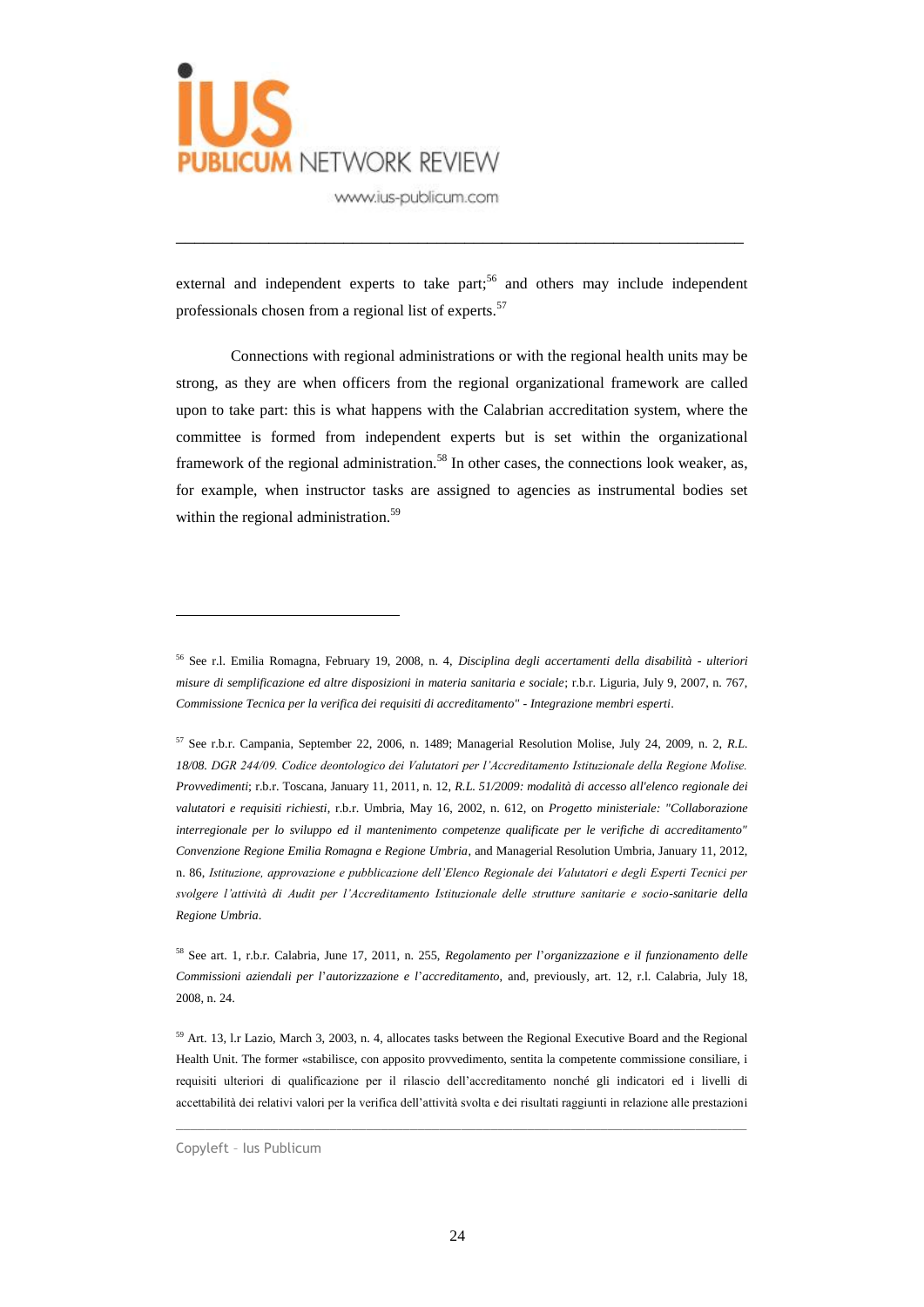external and independent experts to take part;[56] and others may include independent professionals chosen from a regional list of experts.[57]

Connections with regional administrations or with the regional health units may be strong, as they are when officers from the regional organizational framework are called upon to take part: this is what happens with the Calabrian accreditation system, where the committee is formed from independent experts but is set within the organizational framework of the regional administration.[58] In other cases, the connections look weaker, as, for example, when instructor tasks are assigned to agencies as instrumental bodies set within the regional administration.[59]

---

[56] See r.l. Emilia Romagna, February 19, 2008, n. 4, *Disciplina degli accertamenti della disabilità - ulteriori misure di semplificazione ed altre disposizioni in materia sanitaria e sociale*; r.b.r. Liguria, July 9, 2007, n. 767, *Commissione Tecnica per la verifica dei requisiti di accreditamento" - Integrazione membri esperti*.

[57] See r.b.r. Campania, September 22, 2006, n. 1489; Managerial Resolution Molise, July 24, 2009, n. 2, *R.L. 18/08. DGR 244/09. Codice deontologico dei Valutatori per l'Accreditamento Istituzionale della Regione Molise. Provvedimenti*; r.b.r. Toscana, January 11, 2011, n. 12, *R.L. 51/2009: modalità di accesso all'elenco regionale dei valutatori e requisiti richiesti*, r.b.r. Umbria, May 16, 2002, n. 612, on *Progetto ministeriale: "Collaborazione interregionale per lo sviluppo ed il mantenimento competenze qualificate per le verifiche di accreditamento" Convenzione Regione Emilia Romagna e Regione Umbria*, and Managerial Resolution Umbria, January 11, 2012, n. 86, *Istituzione, approvazione e pubblicazione dell'Elenco Regionale dei Valutatori e degli Esperti Tecnici per svolgere l'attività di Audit per l'Accreditamento Istituzionale delle strutture sanitarie e socio-sanitarie della Regione Umbria*.

[58] See art. 1, r.b.r. Calabria, June 17, 2011, n. 255, *Regolamento per l'organizzazione e il funzionamento delle Commissioni aziendali per l'autorizzazione e l'accreditamento*, and, previously, art. 12, r.l. Calabria, July 18, 2008, n. 24.

[59] Art. 13, l.r Lazio, March 3, 2003, n. 4, allocates tasks between the Regional Executive Board and the Regional Health Unit. The former «stabilisce, con apposito provvedimento, sentita la competente commissione consiliare, i requisiti ulteriori di qualificazione per il rilascio dell'accreditamento nonché gli indicatori ed i livelli di accettabilità dei relativi valori per la verifica dell'attività svolta e dei risultati raggiunti in relazione alle prestazioni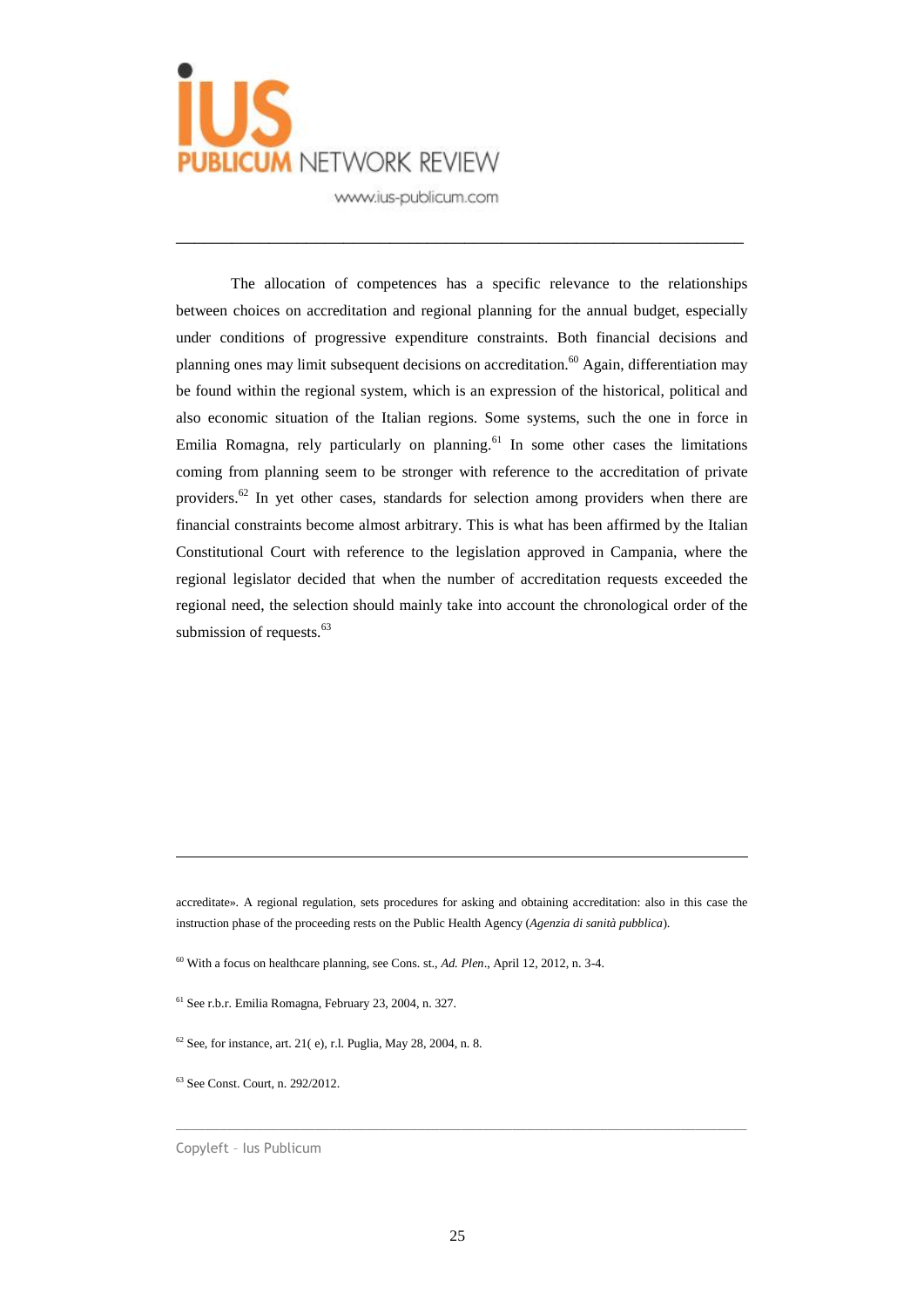The allocation of competences has a specific relevance to the relationships between choices on accreditation and regional planning for the annual budget, especially under conditions of progressive expenditure constraints. Both financial decisions and planning ones may limit subsequent decisions on accreditation.[60] Again, differentiation may be found within the regional system, which is an expression of the historical, political and also economic situation of the Italian regions. Some systems, such the one in force in Emilia Romagna, rely particularly on planning.[61] In some other cases the limitations coming from planning seem to be stronger with reference to the accreditation of private providers.[62] In yet other cases, standards for selection among providers when there are financial constraints become almost arbitrary. This is what has been affirmed by the Italian Constitutional Court with reference to the legislation approved in Campania, where the regional legislator decided that when the number of accreditation requests exceeded the regional need, the selection should mainly take into account the chronological order of the submission of requests.[63]

---

accreditate». A regional regulation, sets procedures for asking and obtaining accreditation: also in this case the instruction phase of the proceeding rests on the Public Health Agency (*Agenzia di sanità pubblica*).

[60] With a focus on healthcare planning, see Cons. st., *Ad. Plen*., April 12, 2012, n. 3-4.

[61] See r.b.r. Emilia Romagna, February 23, 2004, n. 327.

[62] See, for instance, art. 21( e), r.l. Puglia, May 28, 2004, n. 8.

[63] See Const. Court, n. 292/2012.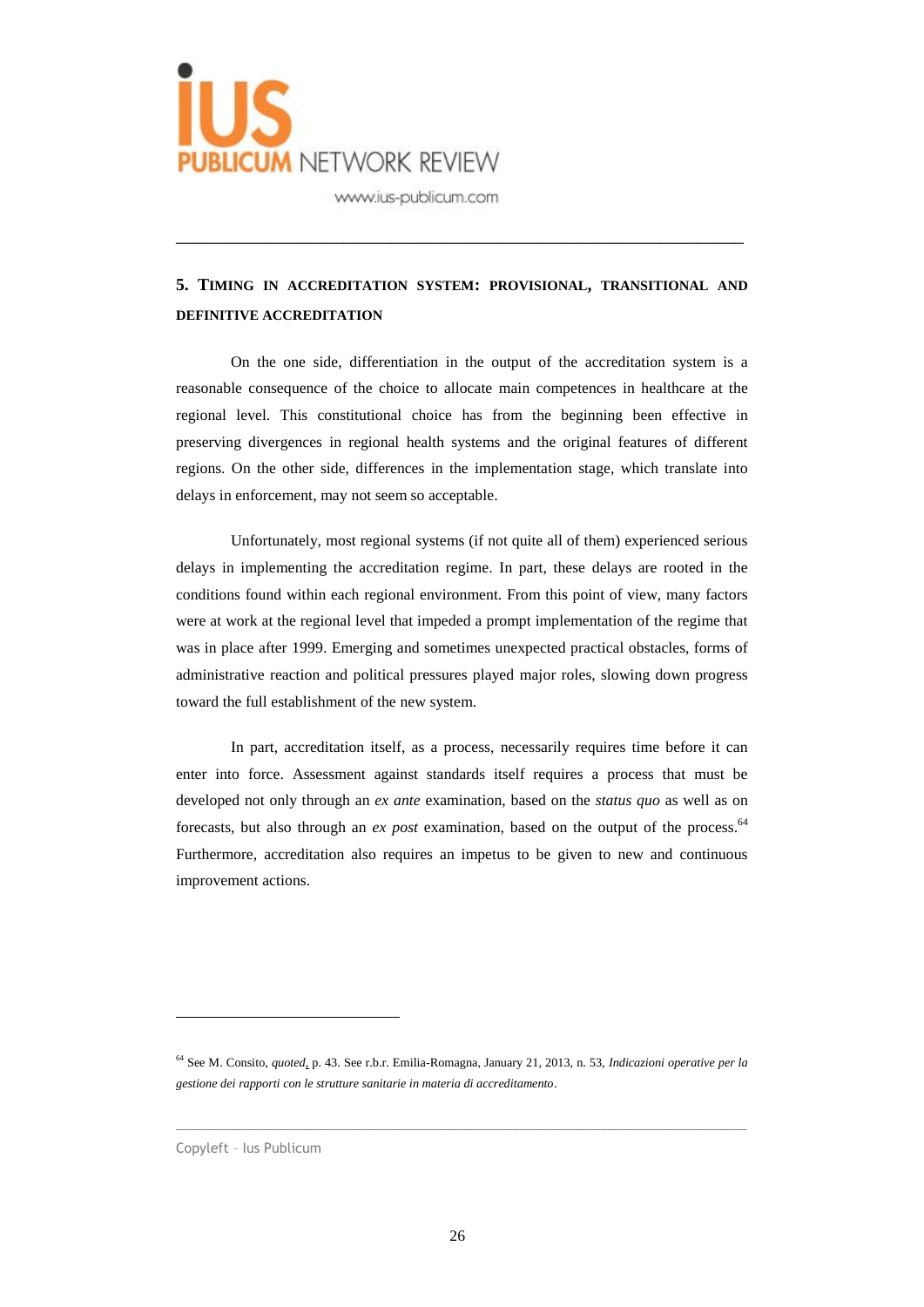## 5. Timing in accreditation system: provisional, transitional and definitive accreditation

On the one side, differentiation in the output of the accreditation system is a reasonable consequence of the choice to allocate main competences in healthcare at the regional level. This constitutional choice has from the beginning been effective in preserving divergences in regional health systems and the original features of different regions. On the other side, differences in the implementation stage, which translate into delays in enforcement, may not seem so acceptable.

Unfortunately, most regional systems (if not quite all of them) experienced serious delays in implementing the accreditation regime. In part, these delays are rooted in the conditions found within each regional environment. From this point of view, many factors were at work at the regional level that impeded a prompt implementation of the regime that was in place after 1999. Emerging and sometimes unexpected practical obstacles, forms of administrative reaction and political pressures played major roles, slowing down progress toward the full establishment of the new system.

In part, accreditation itself, as a process, necessarily requires time before it can enter into force. Assessment against standards itself requires a process that must be developed not only through an *ex ante* examination, based on the *status quo* as well as on forecasts, but also through an *ex post* examination, based on the output of the process.[64] Furthermore, accreditation also requires an impetus to be given to new and continuous improvement actions.

---

[64] See M. Consito, *quoted*, p. 43. See r.b.r. Emilia-Romagna, January 21, 2013, n. 53, *Indicazioni operative per la gestione dei rapporti con le strutture sanitarie in materia di accreditamento*.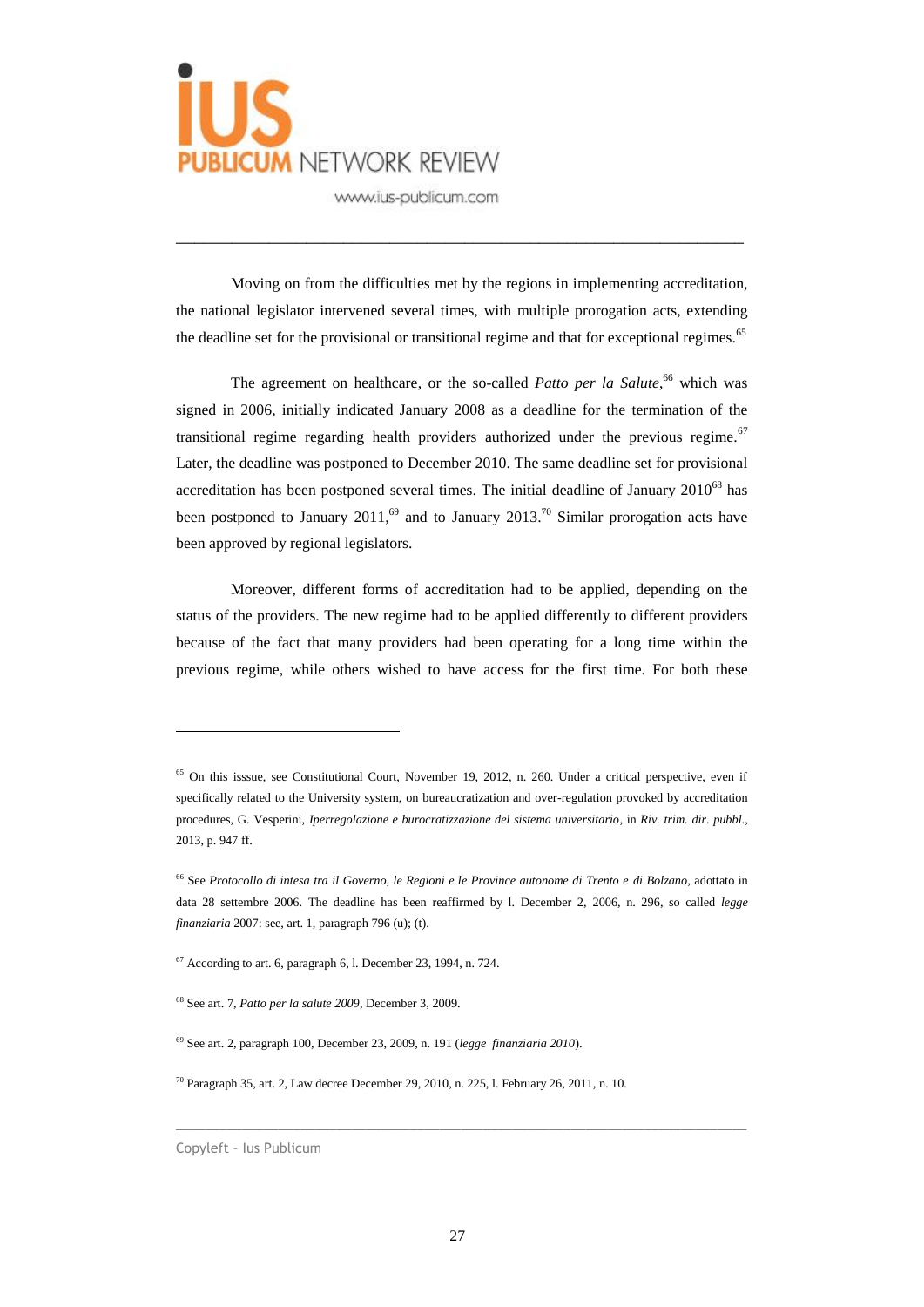Moving on from the difficulties met by the regions in implementing accreditation, the national legislator intervened several times, with multiple prorogation acts, extending the deadline set for the provisional or transitional regime and that for exceptional regimes.[65]

The agreement on healthcare, or the so-called *Patto per la Salute*,[66] which was signed in 2006, initially indicated January 2008 as a deadline for the termination of the transitional regime regarding health providers authorized under the previous regime.[67] Later, the deadline was postponed to December 2010. The same deadline set for provisional accreditation has been postponed several times. The initial deadline of January 2010[68] has been postponed to January 2011,[69] and to January 2013.[70] Similar prorogation acts have been approved by regional legislators.

Moreover, different forms of accreditation had to be applied, depending on the status of the providers. The new regime had to be applied differently to different providers because of the fact that many providers had been operating for a long time within the previous regime, while others wished to have access for the first time. For both these

---

[65] On this isssue, see Constitutional Court, November 19, 2012, n. 260. Under a critical perspective, even if specifically related to the University system, on bureaucratization and over-regulation provoked by accreditation procedures, G. Vesperini, *Iperregolazione e burocratizzazione del sistema universitario*, in *Riv. trim. dir. pubbl.*, 2013, p. 947 ff.

[66] See *Protocollo di intesa tra il Governo, le Regioni e le Province autonome di Trento e di Bolzano*, adottato in data 28 settembre 2006. The deadline has been reaffirmed by l. December 2, 2006, n. 296, so called *legge finanziaria* 2007: see, art. 1, paragraph 796 (u); (t).

[67] According to art. 6, paragraph 6, l. December 23, 1994, n. 724.

[68] See art. 7, *Patto per la salute 2009*, December 3, 2009.

[69] See art. 2, paragraph 100, December 23, 2009, n. 191 (*legge finanziaria 2010*).

[70] Paragraph 35, art. 2, Law decree December 29, 2010, n. 225, l. February 26, 2011, n. 10.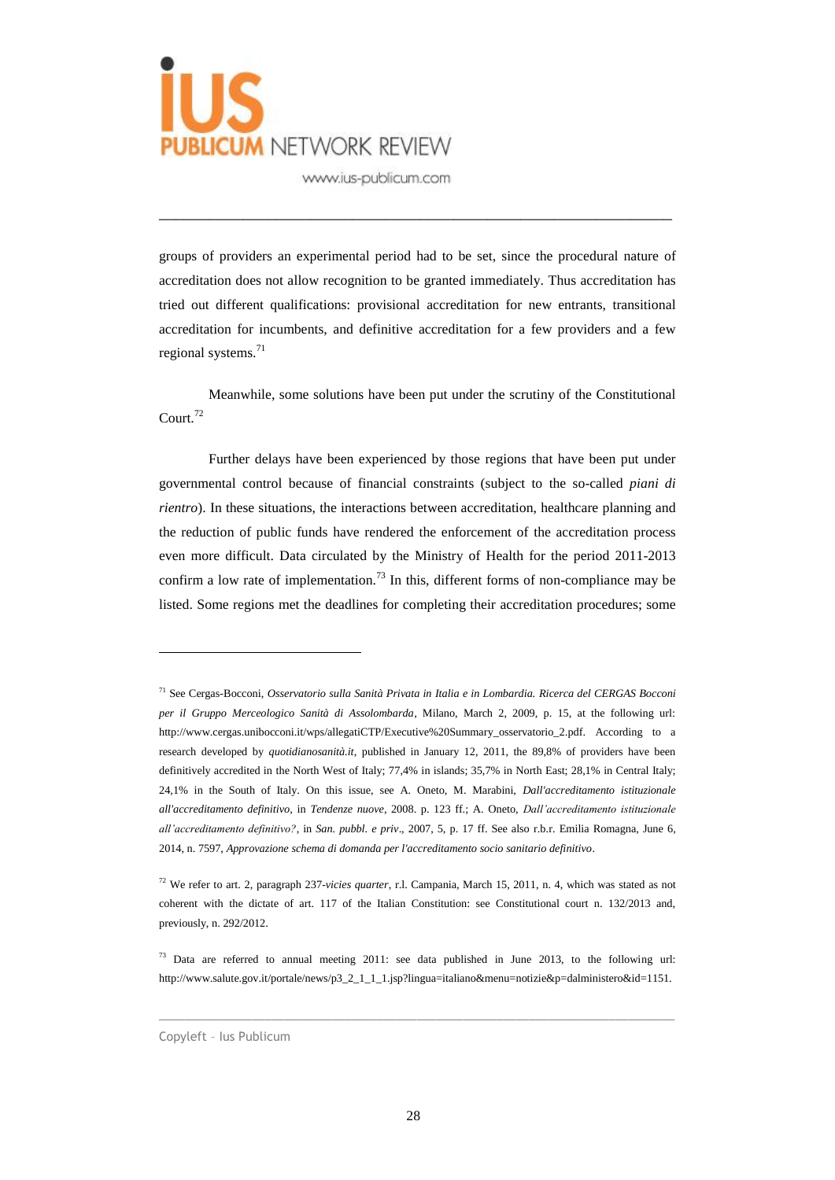groups of providers an experimental period had to be set, since the procedural nature of accreditation does not allow recognition to be granted immediately. Thus accreditation has tried out different qualifications: provisional accreditation for new entrants, transitional accreditation for incumbents, and definitive accreditation for a few providers and a few regional systems.[71]

Meanwhile, some solutions have been put under the scrutiny of the Constitutional Court.[72]

Further delays have been experienced by those regions that have been put under governmental control because of financial constraints (subject to the so-called *piani di rientro*). In these situations, the interactions between accreditation, healthcare planning and the reduction of public funds have rendered the enforcement of the accreditation process even more difficult. Data circulated by the Ministry of Health for the period 2011-2013 confirm a low rate of implementation.[73] In this, different forms of non-compliance may be listed. Some regions met the deadlines for completing their accreditation procedures; some

---

[71] See Cergas-Bocconi, *Osservatorio sulla Sanità Privata in Italia e in Lombardia. Ricerca del CERGAS Bocconi per il Gruppo Merceologico Sanità di Assolombarda*, Milano, March 2, 2009, p. 15, at the following url: http://www.cergas.unibocconi.it/wps/allegatiCTP/Executive%20Summary_osservatorio_2.pdf. According to a research developed by *quotidianosanità.it*, published in January 12, 2011, the 89,8% of providers have been definitively accredited in the North West of Italy; 77,4% in islands; 35,7% in North East; 28,1% in Central Italy; 24,1% in the South of Italy. On this issue, see A. Oneto, M. Marabini, *Dall'accreditamento istituzionale all'accreditamento definitivo*, in *Tendenze nuove*, 2008. p. 123 ff.; A. Oneto, *Dall'accreditamento istituzionale all'accreditamento definitivo?*, in *San. pubbl. e priv*., 2007, 5, p. 17 ff. See also r.b.r. Emilia Romagna, June 6, 2014, n. 7597, *Approvazione schema di domanda per l'accreditamento socio sanitario definitivo*.

[72] We refer to art. 2, paragraph 237-*vicies quarter*, r.l. Campania, March 15, 2011, n. 4, which was stated as not coherent with the dictate of art. 117 of the Italian Constitution: see Constitutional court n. 132/2013 and, previously, n. 292/2012.

[73] Data are referred to annual meeting 2011: see data published in June 2013, to the following url: http://www.salute.gov.it/portale/news/p3_2_1_1_1.jsp?lingua=italiano&menu=notizie&p=dalministero&id=1151.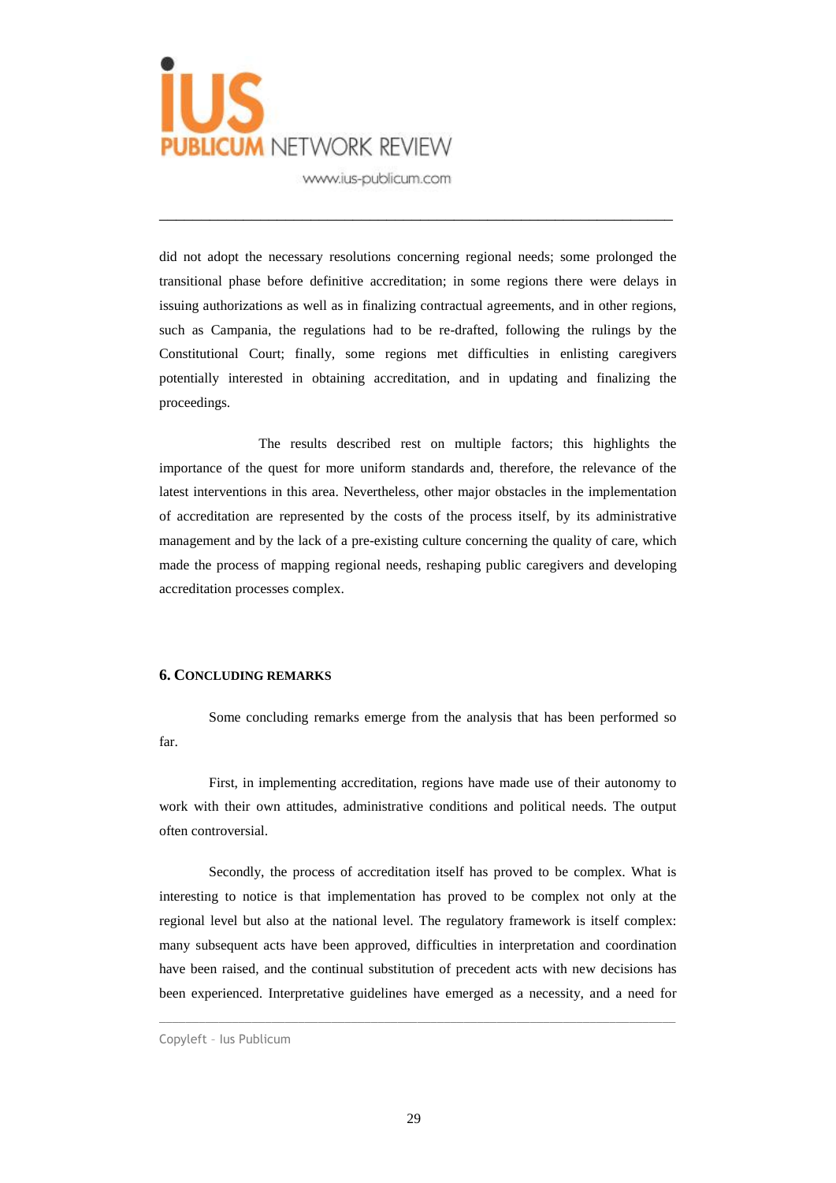did not adopt the necessary resolutions concerning regional needs; some prolonged the transitional phase before definitive accreditation; in some regions there were delays in issuing authorizations as well as in finalizing contractual agreements, and in other regions, such as Campania, the regulations had to be re-drafted, following the rulings by the Constitutional Court; finally, some regions met difficulties in enlisting caregivers potentially interested in obtaining accreditation, and in updating and finalizing the proceedings.

The results described rest on multiple factors; this highlights the importance of the quest for more uniform standards and, therefore, the relevance of the latest interventions in this area. Nevertheless, other major obstacles in the implementation of accreditation are represented by the costs of the process itself, by its administrative management and by the lack of a pre-existing culture concerning the quality of care, which made the process of mapping regional needs, reshaping public caregivers and developing accreditation processes complex.

## 6. Concluding remarks

Some concluding remarks emerge from the analysis that has been performed so far.

First, in implementing accreditation, regions have made use of their autonomy to work with their own attitudes, administrative conditions and political needs. The output often controversial.

Secondly, the process of accreditation itself has proved to be complex. What is interesting to notice is that implementation has proved to be complex not only at the regional level but also at the national level. The regulatory framework is itself complex: many subsequent acts have been approved, difficulties in interpretation and coordination have been raised, and the continual substitution of precedent acts with new decisions has been experienced. Interpretative guidelines have emerged as a necessity, and a need for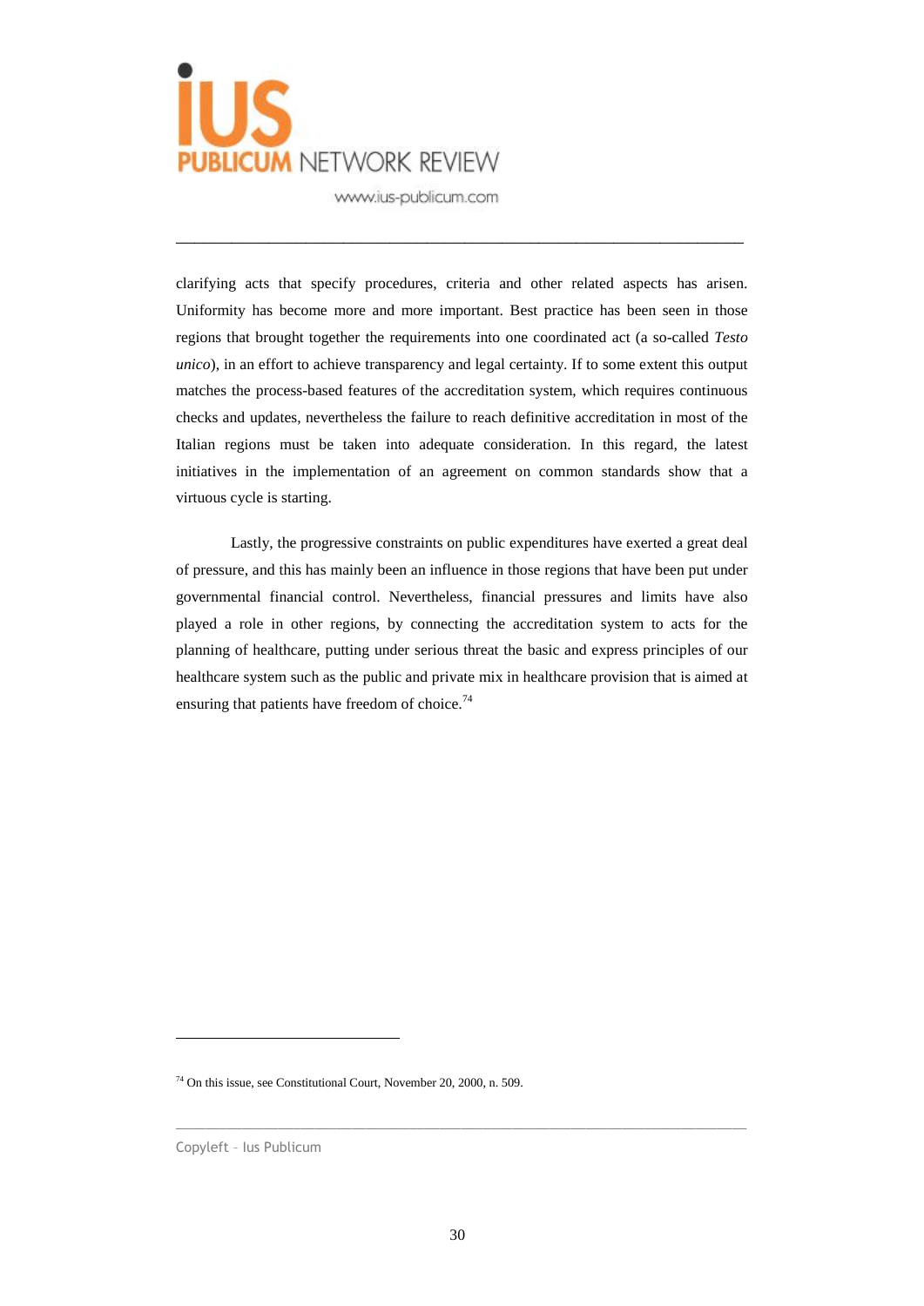clarifying acts that specify procedures, criteria and other related aspects has arisen. Uniformity has become more and more important. Best practice has been seen in those regions that brought together the requirements into one coordinated act (a so-called *Testo unico*), in an effort to achieve transparency and legal certainty. If to some extent this output matches the process-based features of the accreditation system, which requires continuous checks and updates, nevertheless the failure to reach definitive accreditation in most of the Italian regions must be taken into adequate consideration. In this regard, the latest initiatives in the implementation of an agreement on common standards show that a virtuous cycle is starting.

Lastly, the progressive constraints on public expenditures have exerted a great deal of pressure, and this has mainly been an influence in those regions that have been put under governmental financial control. Nevertheless, financial pressures and limits have also played a role in other regions, by connecting the accreditation system to acts for the planning of healthcare, putting under serious threat the basic and express principles of our healthcare system such as the public and private mix in healthcare provision that is aimed at ensuring that patients have freedom of choice.[74]

[74] On this issue, see Constitutional Court, November 20, 2000, n. 509.